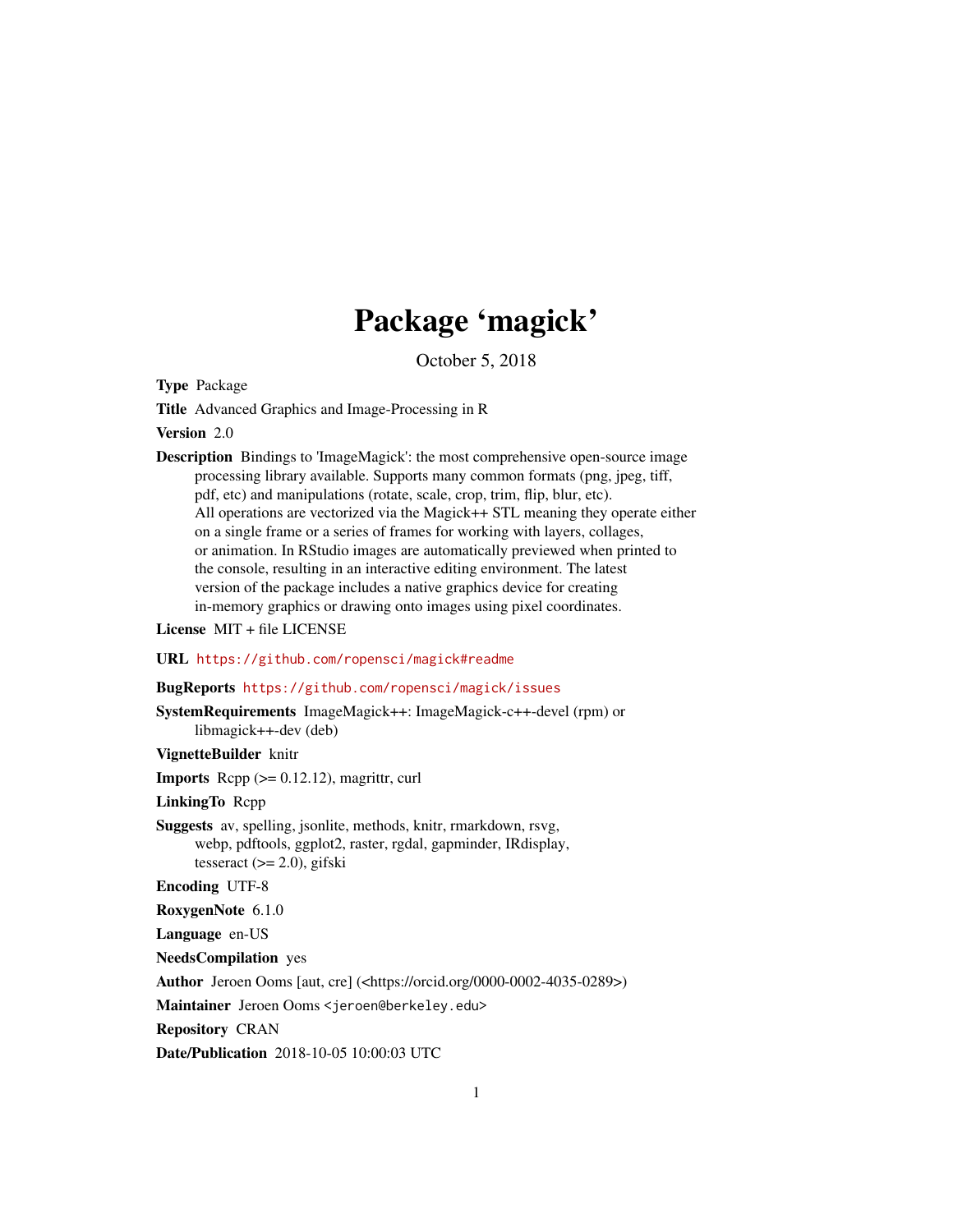# Package 'magick'

October 5, 2018

**Type** Package

**Title** Advanced Graphics and Image-Processing in R

**Version** 2.0

**Description** Bindings to 'ImageMagick': the most comprehensive open-source image processing library available. Supports many common formats (png, jpeg, tiff, pdf, etc) and manipulations (rotate, scale, crop, trim, flip, blur, etc). All operations are vectorized via the Magick++ STL meaning they operate either on a single frame or a series of frames for working with layers, collages, or animation. In RStudio images are automatically previewed when printed to the console, resulting in an interactive editing environment. The latest version of the package includes a native graphics device for creating in-memory graphics or drawing onto images using pixel coordinates.

**License** MIT + file LICENSE

**URL** https://github.com/ropensci/magick#readme

**BugReports** https://github.com/ropensci/magick/issues

**SystemRequirements** ImageMagick++: ImageMagick-c++-devel (rpm) or libmagick++-dev (deb)

**VignetteBuilder** knitr

**Imports** Rcpp (>= 0.12.12), magrittr, curl

**LinkingTo** Rcpp

**Suggests** av, spelling, jsonlite, methods, knitr, rmarkdown, rsvg, webp, pdftools, ggplot2, raster, rgdal, gapminder, IRdisplay, tesseract (>= 2.0), gifski

**Encoding** UTF-8

**RoxygenNote** 6.1.0

**Language** en-US

**NeedsCompilation** yes

**Author** Jeroen Ooms [aut, cre] (<https://orcid.org/0000-0002-4035-0289>)

**Maintainer** Jeroen Ooms <jeroen@berkeley.edu>

**Repository** CRAN

**Date/Publication** 2018-10-05 10:00:03 UTC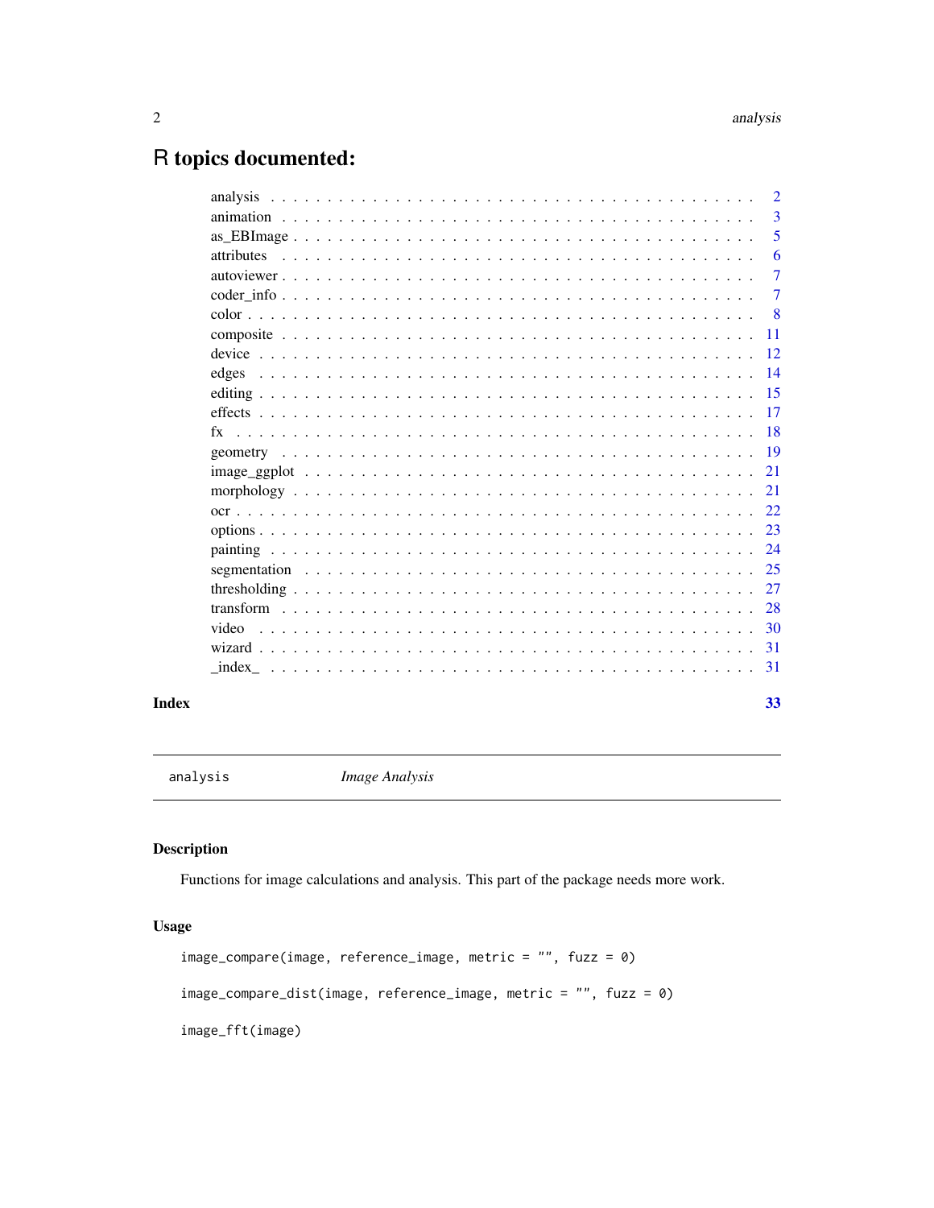# R topics documented:

| | |
|---|---|
| analysis | 2 |
| animation | 3 |
| as_EBImage | 5 |
| attributes | 6 |
| autoviewer | 7 |
| coder_info | 7 |
| color | 8 |
| composite | 11 |
| device | 12 |
| edges | 14 |
| editing | 15 |
| effects | 17 |
| fx | 18 |
| geometry | 19 |
| image_ggplot | 21 |
| morphology | 21 |
| ocr | 22 |
| options | 23 |
| painting | 24 |
| segmentation | 25 |
| thresholding | 27 |
| transform | 28 |
| video | 30 |
| wizard | 31 |
| _index_ | 31 |

**Index** **33**

---

`analysis` *Image Analysis*

---

## Description

Functions for image calculations and analysis. This part of the package needs more work.

## Usage

```
image_compare(image, reference_image, metric = "", fuzz = 0)

image_compare_dist(image, reference_image, metric = "", fuzz = 0)

image_fft(image)
```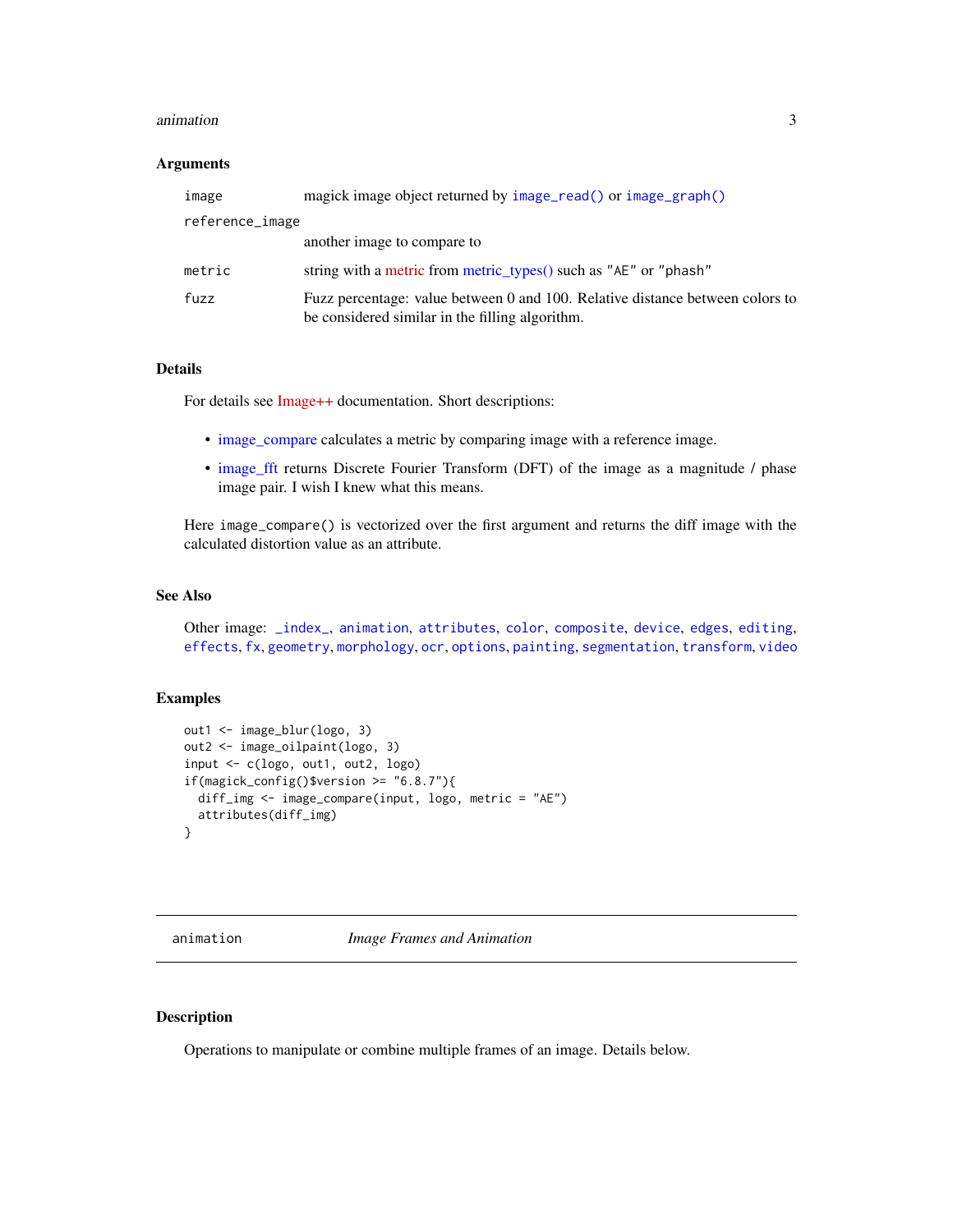### Arguments

| | |
|---|---|
| `image` | magick image object returned by `image_read()` or `image_graph()` |
| `reference_image` | another image to compare to |
| `metric` | string with a metric from `metric_types()` such as `"AE"` or `"phash"` |
| `fuzz` | Fuzz percentage: value between 0 and 100. Relative distance between colors to be considered similar in the filling algorithm. |

### Details

For details see Image++ documentation. Short descriptions:

- image_compare calculates a metric by comparing image with a reference image.
- image_fft returns Discrete Fourier Transform (DFT) of the image as a magnitude / phase image pair. I wish I knew what this means.

Here `image_compare()` is vectorized over the first argument and returns the diff image with the calculated distortion value as an attribute.

### See Also

Other image: `_index_`, `animation`, `attributes`, `color`, `composite`, `device`, `edges`, `editing`, `effects`, `fx`, `geometry`, `morphology`, `ocr`, `options`, `painting`, `segmentation`, `transform`, `video`

### Examples

```
out1 <- image_blur(logo, 3)
out2 <- image_oilpaint(logo, 3)
input <- c(logo, out1, out2, logo)
if(magick_config()$version >= "6.8.7"){
  diff_img <- image_compare(input, logo, metric = "AE")
  attributes(diff_img)
}
```

---

## animation — *Image Frames and Animation*

### Description

Operations to manipulate or combine multiple frames of an image. Details below.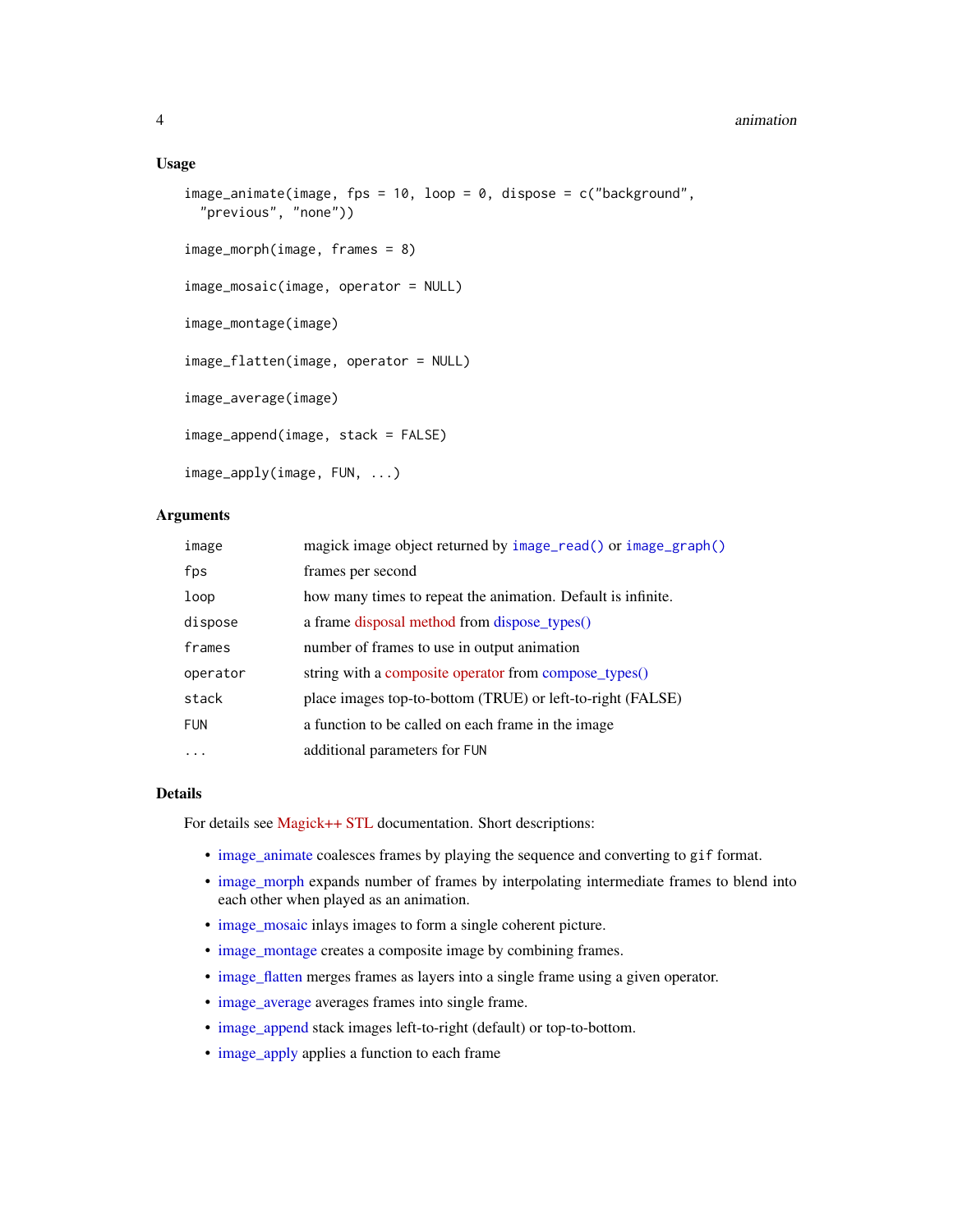### Usage

```
image_animate(image, fps = 10, loop = 0, dispose = c("background",
  "previous", "none"))

image_morph(image, frames = 8)

image_mosaic(image, operator = NULL)

image_montage(image)

image_flatten(image, operator = NULL)

image_average(image)

image_append(image, stack = FALSE)

image_apply(image, FUN, ...)
```

### Arguments

| | |
|---|---|
| `image` | magick image object returned by `image_read()` or `image_graph()` |
| `fps` | frames per second |
| `loop` | how many times to repeat the animation. Default is infinite. |
| `dispose` | a frame disposal method from dispose_types() |
| `frames` | number of frames to use in output animation |
| `operator` | string with a composite operator from compose_types() |
| `stack` | place images top-to-bottom (TRUE) or left-to-right (FALSE) |
| `FUN` | a function to be called on each frame in the image |
| `...` | additional parameters for `FUN` |

### Details

For details see Magick++ STL documentation. Short descriptions:

- image_animate coalesces frames by playing the sequence and converting to `gif` format.
- image_morph expands number of frames by interpolating intermediate frames to blend into each other when played as an animation.
- image_mosaic inlays images to form a single coherent picture.
- image_montage creates a composite image by combining frames.
- image_flatten merges frames as layers into a single frame using a given operator.
- image_average averages frames into single frame.
- image_append stack images left-to-right (default) or top-to-bottom.
- image_apply applies a function to each frame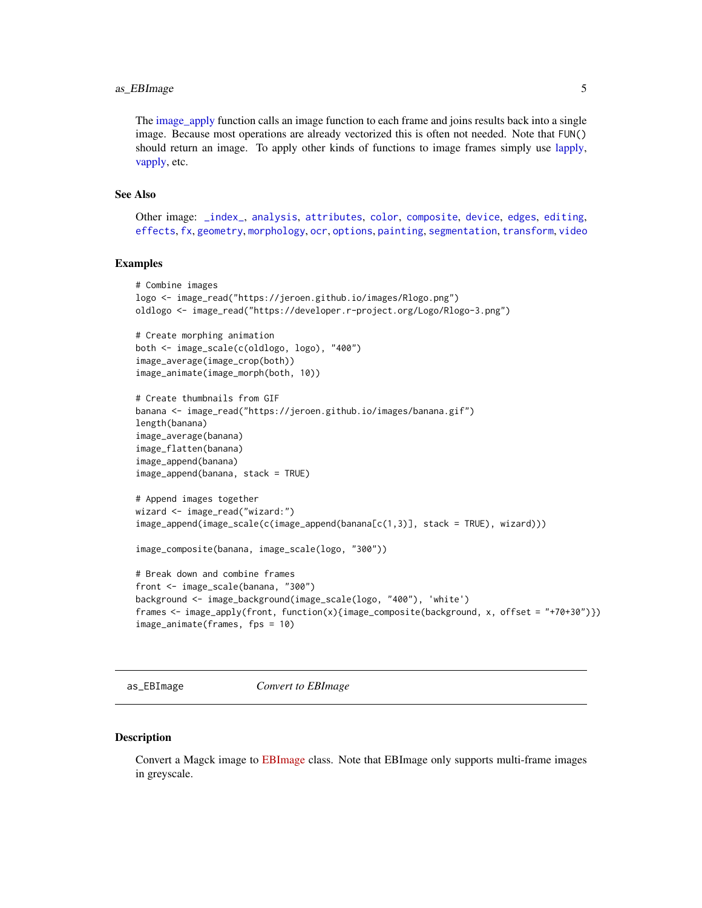The image_apply function calls an image function to each frame and joins results back into a single image. Because most operations are already vectorized this is often not needed. Note that `FUN()` should return an image. To apply other kinds of functions to image frames simply use lapply, vapply, etc.

### See Also

Other image: `_index_`, `analysis`, `attributes`, `color`, `composite`, `device`, `edges`, `editing`, `effects`, `fx`, `geometry`, `morphology`, `ocr`, `options`, `painting`, `segmentation`, `transform`, `video`

### Examples

```
# Combine images
logo <- image_read("https://jeroen.github.io/images/Rlogo.png")
oldlogo <- image_read("https://developer.r-project.org/Logo/Rlogo-3.png")

# Create morphing animation
both <- image_scale(c(oldlogo, logo), "400")
image_average(image_crop(both))
image_animate(image_morph(both, 10))

# Create thumbnails from GIF
banana <- image_read("https://jeroen.github.io/images/banana.gif")
length(banana)
image_average(banana)
image_flatten(banana)
image_append(banana)
image_append(banana, stack = TRUE)

# Append images together
wizard <- image_read("wizard:")
image_append(image_scale(c(image_append(banana[c(1,3)], stack = TRUE), wizard)))

image_composite(banana, image_scale(logo, "300"))

# Break down and combine frames
front <- image_scale(banana, "300")
background <- image_background(image_scale(logo, "400"), 'white')
frames <- image_apply(front, function(x){image_composite(background, x, offset = "+70+30")})
image_animate(frames, fps = 10)
```

---

## as_EBImage *Convert to EBImage*

### Description

Convert a Magck image to EBImage class. Note that EBImage only supports multi-frame images in greyscale.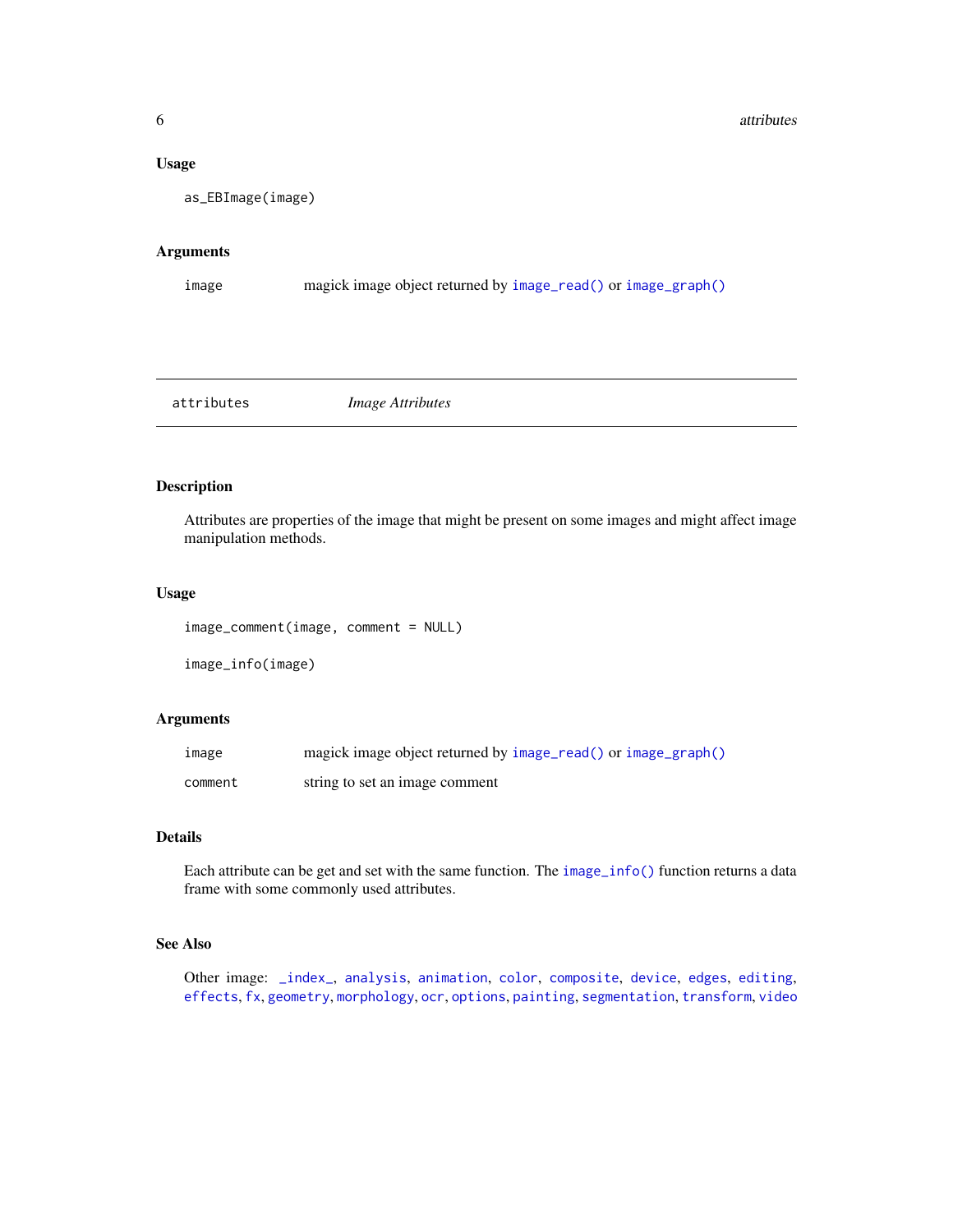### Usage

```
as_EBImage(image)
```

### Arguments

| | |
|---|---|
| image | magick image object returned by `image_read()` or `image_graph()` |

---

## attributes — *Image Attributes*

---

### Description

Attributes are properties of the image that might be present on some images and might affect image manipulation methods.

### Usage

```
image_comment(image, comment = NULL)

image_info(image)
```

### Arguments

| | |
|---|---|
| image | magick image object returned by `image_read()` or `image_graph()` |
| comment | string to set an image comment |

### Details

Each attribute can be get and set with the same function. The `image_info()` function returns a data frame with some commonly used attributes.

### See Also

Other image: `_index_`, `analysis`, `animation`, `color`, `composite`, `device`, `edges`, `editing`, `effects`, `fx`, `geometry`, `morphology`, `ocr`, `options`, `painting`, `segmentation`, `transform`, `video`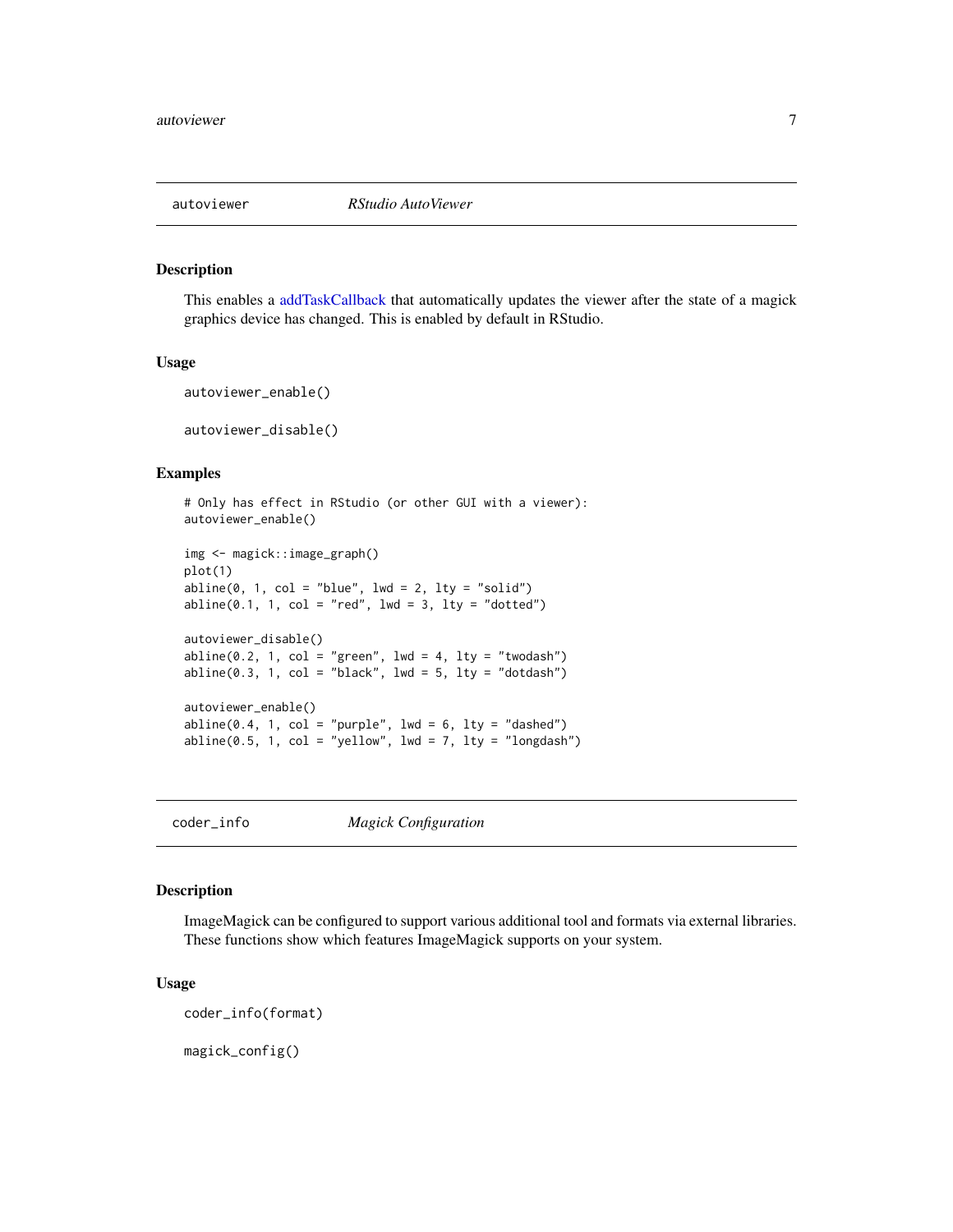## autoviewer — *RStudio AutoViewer*

### Description

This enables a addTaskCallback that automatically updates the viewer after the state of a magick graphics device has changed. This is enabled by default in RStudio.

### Usage

```
autoviewer_enable()

autoviewer_disable()
```

### Examples

```
# Only has effect in RStudio (or other GUI with a viewer):
autoviewer_enable()

img <- magick::image_graph()
plot(1)
abline(0, 1, col = "blue", lwd = 2, lty = "solid")
abline(0.1, 1, col = "red", lwd = 3, lty = "dotted")

autoviewer_disable()
abline(0.2, 1, col = "green", lwd = 4, lty = "twodash")
abline(0.3, 1, col = "black", lwd = 5, lty = "dotdash")

autoviewer_enable()
abline(0.4, 1, col = "purple", lwd = 6, lty = "dashed")
abline(0.5, 1, col = "yellow", lwd = 7, lty = "longdash")
```

## coder_info — *Magick Configuration*

### Description

ImageMagick can be configured to support various additional tool and formats via external libraries. These functions show which features ImageMagick supports on your system.

### Usage

```
coder_info(format)

magick_config()
```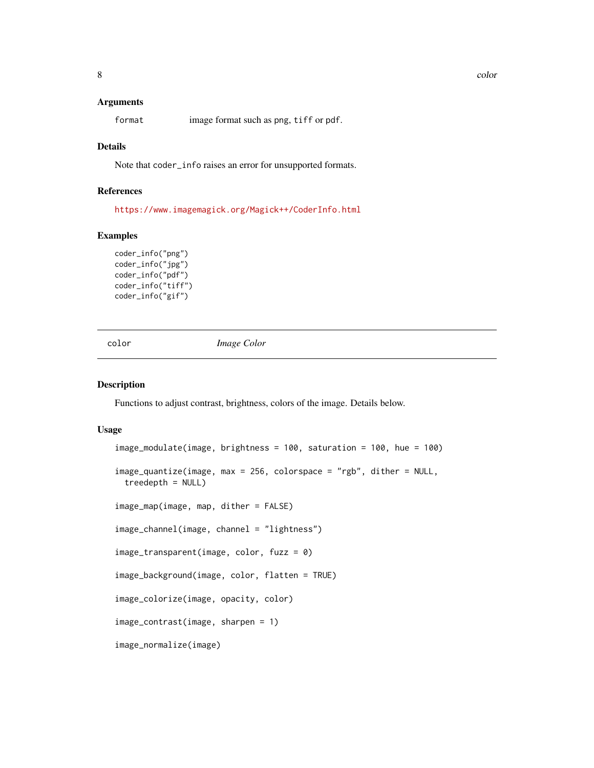### Arguments

format image format such as png, tiff or pdf.

### Details

Note that coder_info raises an error for unsupported formats.

### References

https://www.imagemagick.org/Magick++/CoderInfo.html

### Examples

```
coder_info("png")
coder_info("jpg")
coder_info("pdf")
coder_info("tiff")
coder_info("gif")
```

---

## color *Image Color*

---

### Description

Functions to adjust contrast, brightness, colors of the image. Details below.

### Usage

```
image_modulate(image, brightness = 100, saturation = 100, hue = 100)

image_quantize(image, max = 256, colorspace = "rgb", dither = NULL,
  treedepth = NULL)

image_map(image, map, dither = FALSE)

image_channel(image, channel = "lightness")

image_transparent(image, color, fuzz = 0)

image_background(image, color, flatten = TRUE)

image_colorize(image, opacity, color)

image_contrast(image, sharpen = 1)

image_normalize(image)
```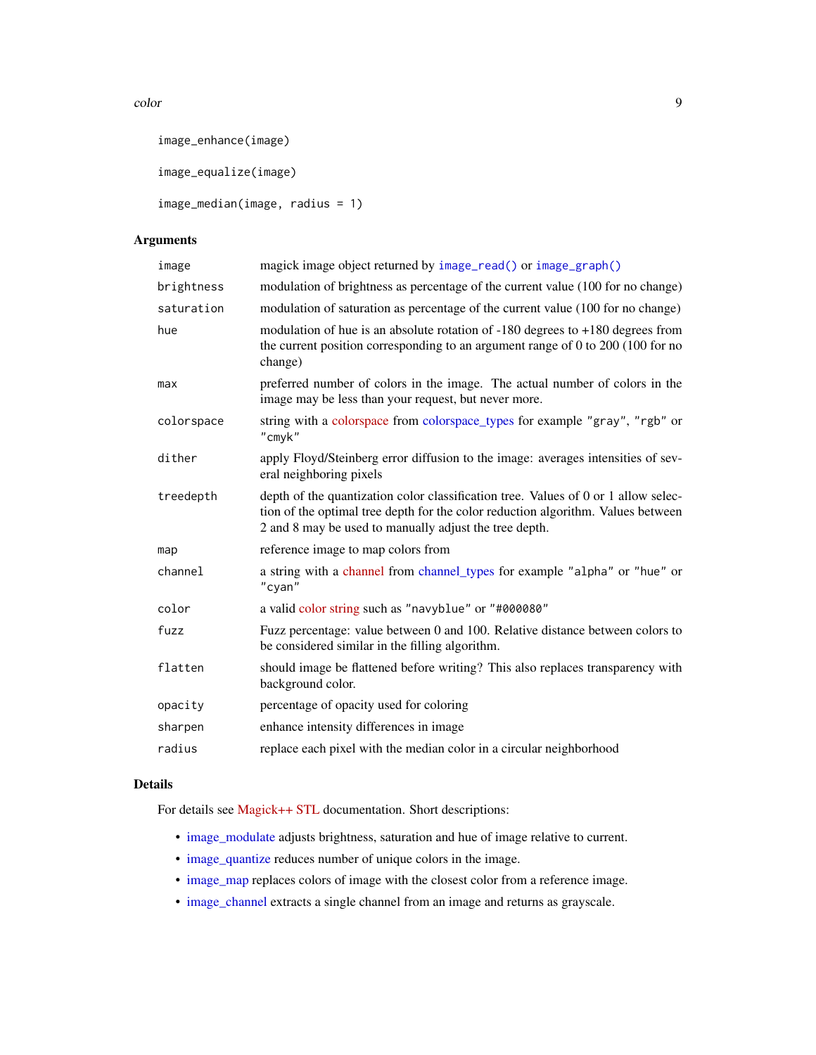```
image_enhance(image)

image_equalize(image)

image_median(image, radius = 1)
```

## Arguments

| | |
|---|---|
| image | magick image object returned by image_read() or image_graph() |
| brightness | modulation of brightness as percentage of the current value (100 for no change) |
| saturation | modulation of saturation as percentage of the current value (100 for no change) |
| hue | modulation of hue is an absolute rotation of -180 degrees to +180 degrees from the current position corresponding to an argument range of 0 to 200 (100 for no change) |
| max | preferred number of colors in the image. The actual number of colors in the image may be less than your request, but never more. |
| colorspace | string with a colorspace from colorspace_types for example "gray", "rgb" or "cmyk" |
| dither | apply Floyd/Steinberg error diffusion to the image: averages intensities of several neighboring pixels |
| treedepth | depth of the quantization color classification tree. Values of 0 or 1 allow selection of the optimal tree depth for the color reduction algorithm. Values between 2 and 8 may be used to manually adjust the tree depth. |
| map | reference image to map colors from |
| channel | a string with a channel from channel_types for example "alpha" or "hue" or "cyan" |
| color | a valid color string such as "navyblue" or "#000080" |
| fuzz | Fuzz percentage: value between 0 and 100. Relative distance between colors to be considered similar in the filling algorithm. |
| flatten | should image be flattened before writing? This also replaces transparency with background color. |
| opacity | percentage of opacity used for coloring |
| sharpen | enhance intensity differences in image |
| radius | replace each pixel with the median color in a circular neighborhood |

## Details

For details see Magick++ STL documentation. Short descriptions:

- image_modulate adjusts brightness, saturation and hue of image relative to current.
- image_quantize reduces number of unique colors in the image.
- image_map replaces colors of image with the closest color from a reference image.
- image_channel extracts a single channel from an image and returns as grayscale.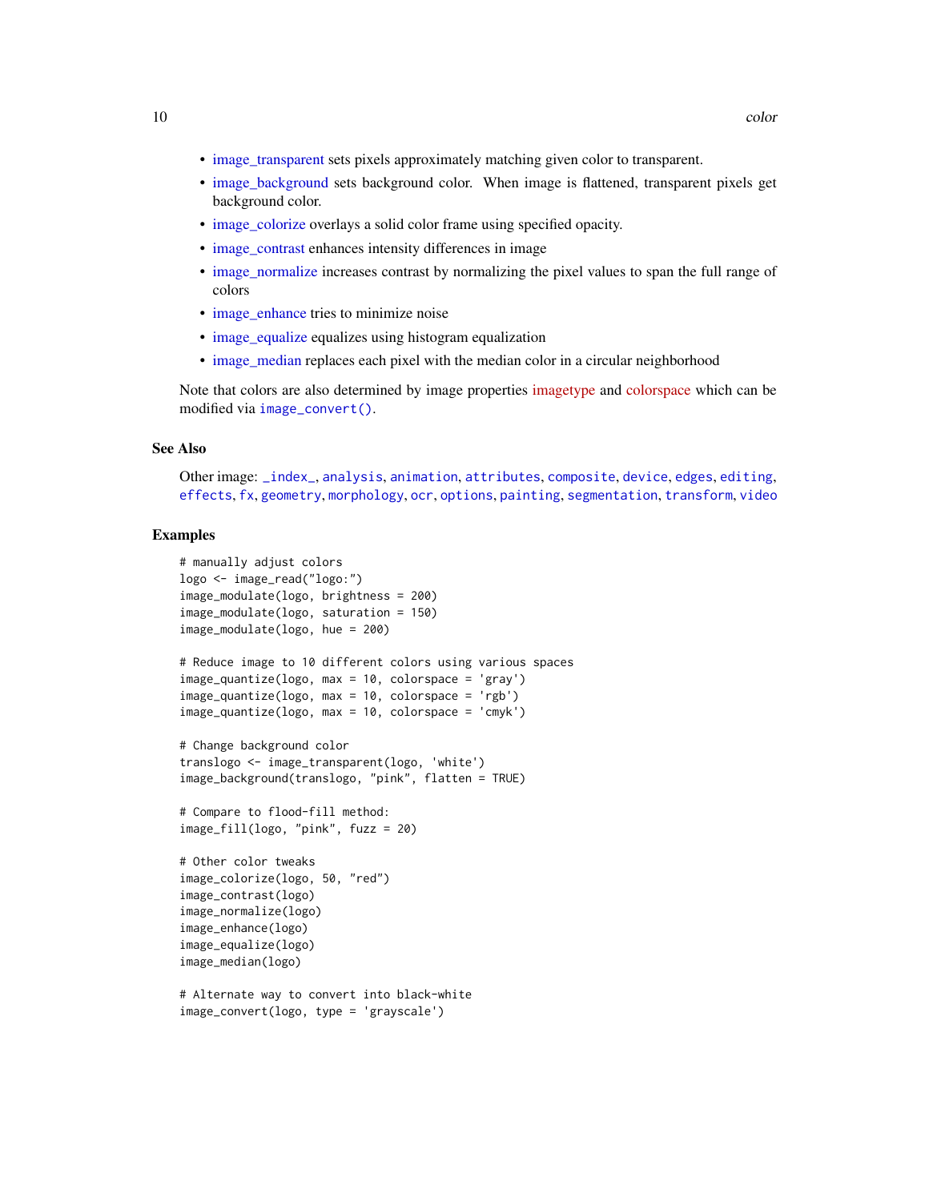- image_transparent sets pixels approximately matching given color to transparent.
- image_background sets background color. When image is flattened, transparent pixels get background color.
- image_colorize overlays a solid color frame using specified opacity.
- image_contrast enhances intensity differences in image
- image_normalize increases contrast by normalizing the pixel values to span the full range of colors
- image_enhance tries to minimize noise
- image_equalize equalizes using histogram equalization
- image_median replaces each pixel with the median color in a circular neighborhood

Note that colors are also determined by image properties imagetype and colorspace which can be modified via `image_convert()`.

## See Also

Other image: `_index_`, `analysis`, `animation`, `attributes`, `composite`, `device`, `edges`, `editing`, `effects`, `fx`, `geometry`, `morphology`, `ocr`, `options`, `painting`, `segmentation`, `transform`, `video`

## Examples

```
# manually adjust colors
logo <- image_read("logo:")
image_modulate(logo, brightness = 200)
image_modulate(logo, saturation = 150)
image_modulate(logo, hue = 200)

# Reduce image to 10 different colors using various spaces
image_quantize(logo, max = 10, colorspace = 'gray')
image_quantize(logo, max = 10, colorspace = 'rgb')
image_quantize(logo, max = 10, colorspace = 'cmyk')

# Change background color
translogo <- image_transparent(logo, 'white')
image_background(translogo, "pink", flatten = TRUE)

# Compare to flood-fill method:
image_fill(logo, "pink", fuzz = 20)

# Other color tweaks
image_colorize(logo, 50, "red")
image_contrast(logo)
image_normalize(logo)
image_enhance(logo)
image_equalize(logo)
image_median(logo)

# Alternate way to convert into black-white
image_convert(logo, type = 'grayscale')
```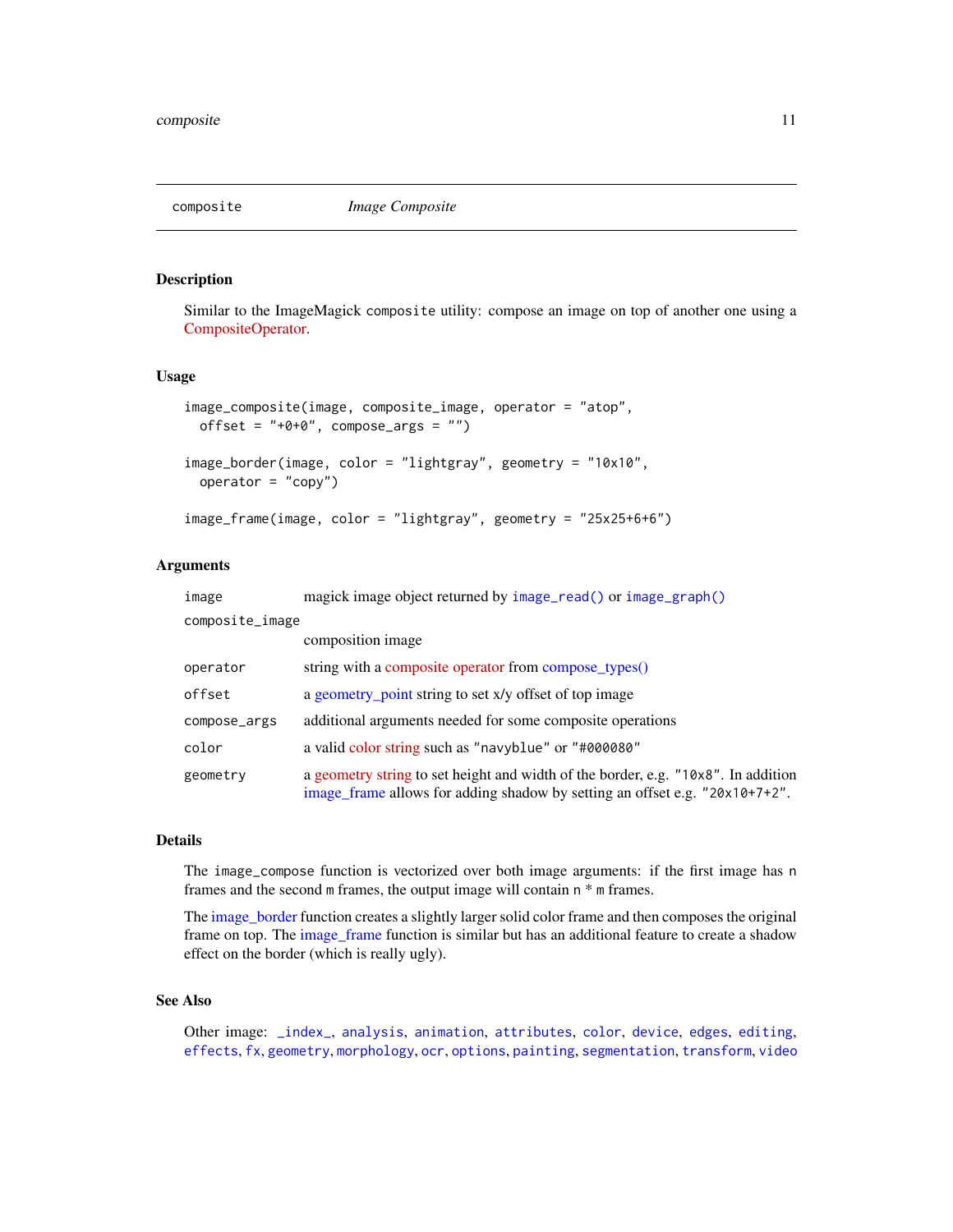# composite — *Image Composite*

## Description

Similar to the ImageMagick `composite` utility: compose an image on top of another one using a CompositeOperator.

## Usage

```
image_composite(image, composite_image, operator = "atop",
  offset = "+0+0", compose_args = "")

image_border(image, color = "lightgray", geometry = "10x10",
  operator = "copy")

image_frame(image, color = "lightgray", geometry = "25x25+6+6")
```

## Arguments

| Argument | Description |
|---|---|
| `image` | magick image object returned by `image_read()` or `image_graph()` |
| `composite_image` | composition image |
| `operator` | string with a composite operator from compose_types() |
| `offset` | a geometry_point string to set x/y offset of top image |
| `compose_args` | additional arguments needed for some composite operations |
| `color` | a valid color string such as `"navyblue"` or `"#000080"` |
| `geometry` | a geometry string to set height and width of the border, e.g. `"10x8"`. In addition image_frame allows for adding shadow by setting an offset e.g. `"20x10+7+2"`. |

## Details

The `image_compose` function is vectorized over both image arguments: if the first image has `n` frames and the second `m` frames, the output image will contain `n` * `m` frames.

The image_border function creates a slightly larger solid color frame and then composes the original frame on top. The image_frame function is similar but has an additional feature to create a shadow effect on the border (which is really ugly).

## See Also

Other image: `_index_`, `analysis`, `animation`, `attributes`, `color`, `device`, `edges`, `editing`, `effects`, `fx`, `geometry`, `morphology`, `ocr`, `options`, `painting`, `segmentation`, `transform`, `video`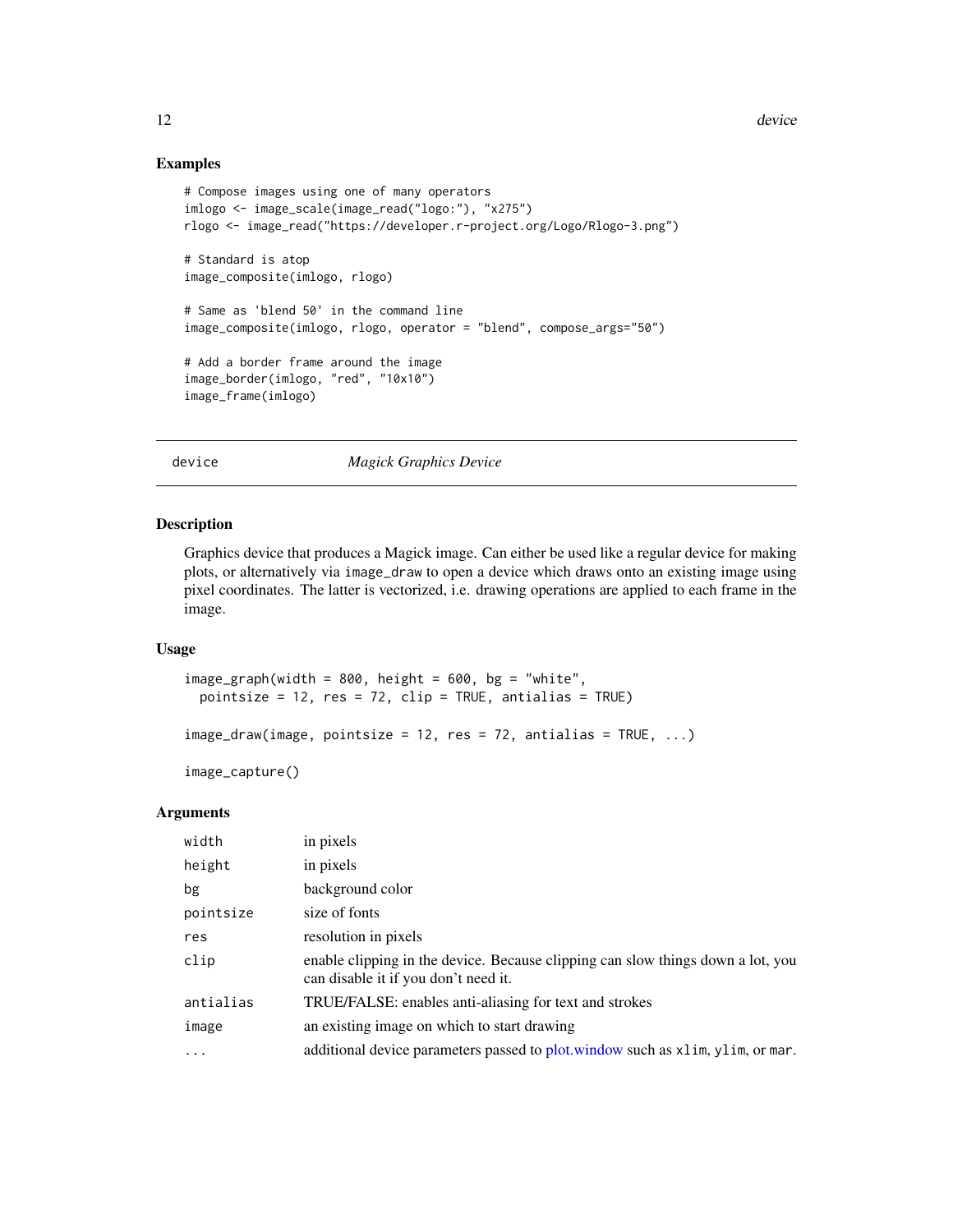## Examples

```
# Compose images using one of many operators
imlogo <- image_scale(image_read("logo:"), "x275")
rlogo <- image_read("https://developer.r-project.org/Logo/Rlogo-3.png")

# Standard is atop
image_composite(imlogo, rlogo)

# Same as 'blend 50' in the command line
image_composite(imlogo, rlogo, operator = "blend", compose_args="50")

# Add a border frame around the image
image_border(imlogo, "red", "10x10")
image_frame(imlogo)
```

---

# device *Magick Graphics Device*

---

## Description

Graphics device that produces a Magick image. Can either be used like a regular device for making plots, or alternatively via `image_draw` to open a device which draws onto an existing image using pixel coordinates. The latter is vectorized, i.e. drawing operations are applied to each frame in the image.

## Usage

```
image_graph(width = 800, height = 600, bg = "white",
  pointsize = 12, res = 72, clip = TRUE, antialias = TRUE)

image_draw(image, pointsize = 12, res = 72, antialias = TRUE, ...)

image_capture()
```

## Arguments

| | |
|---|---|
| `width` | in pixels |
| `height` | in pixels |
| `bg` | background color |
| `pointsize` | size of fonts |
| `res` | resolution in pixels |
| `clip` | enable clipping in the device. Because clipping can slow things down a lot, you can disable it if you don't need it. |
| `antialias` | TRUE/FALSE: enables anti-aliasing for text and strokes |
| `image` | an existing image on which to start drawing |
| `...` | additional device parameters passed to plot.window such as `xlim`, `ylim`, or `mar`. |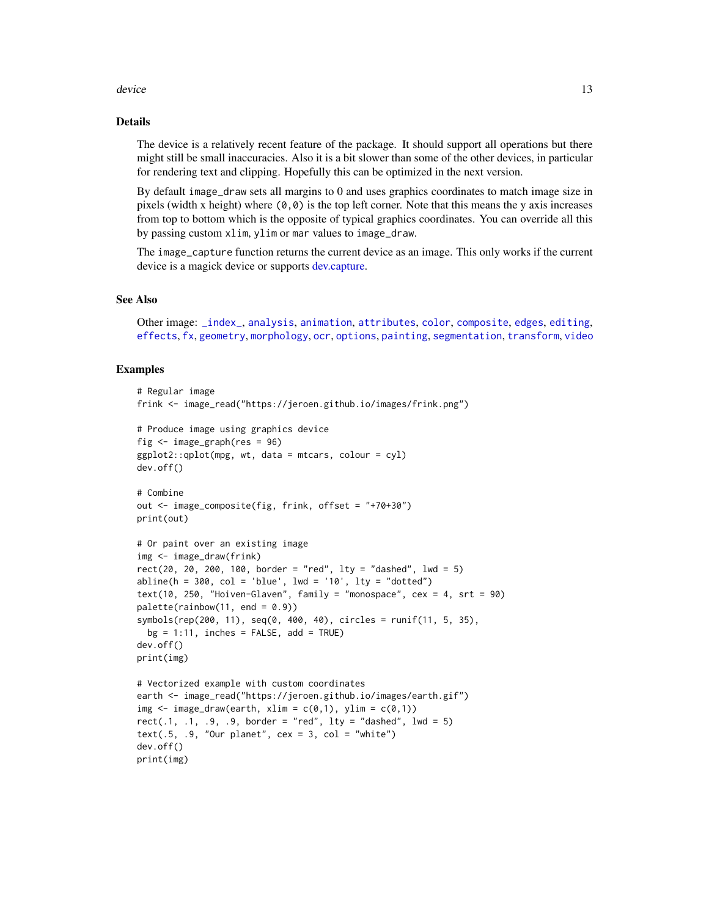## Details

The device is a relatively recent feature of the package. It should support all operations but there might still be small inaccuracies. Also it is a bit slower than some of the other devices, in particular for rendering text and clipping. Hopefully this can be optimized in the next version.

By default `image_draw` sets all margins to 0 and uses graphics coordinates to match image size in pixels (width x height) where `(0,0)` is the top left corner. Note that this means the y axis increases from top to bottom which is the opposite of typical graphics coordinates. You can override all this by passing custom `xlim`, `ylim` or `mar` values to `image_draw`.

The `image_capture` function returns the current device as an image. This only works if the current device is a magick device or supports dev.capture.

## See Also

Other image: `_index_`, `analysis`, `animation`, `attributes`, `color`, `composite`, `edges`, `editing`, `effects`, `fx`, `geometry`, `morphology`, `ocr`, `options`, `painting`, `segmentation`, `transform`, `video`

## Examples

```
# Regular image
frink <- image_read("https://jeroen.github.io/images/frink.png")

# Produce image using graphics device
fig <- image_graph(res = 96)
ggplot2::qplot(mpg, wt, data = mtcars, colour = cyl)
dev.off()

# Combine
out <- image_composite(fig, frink, offset = "+70+30")
print(out)

# Or paint over an existing image
img <- image_draw(frink)
rect(20, 20, 200, 100, border = "red", lty = "dashed", lwd = 5)
abline(h = 300, col = 'blue', lwd = '10', lty = "dotted")
text(10, 250, "Hoiven-Glaven", family = "monospace", cex = 4, srt = 90)
palette(rainbow(11, end = 0.9))
symbols(rep(200, 11), seq(0, 400, 40), circles = runif(11, 5, 35),
  bg = 1:11, inches = FALSE, add = TRUE)
dev.off()
print(img)

# Vectorized example with custom coordinates
earth <- image_read("https://jeroen.github.io/images/earth.gif")
img <- image_draw(earth, xlim = c(0,1), ylim = c(0,1))
rect(.1, .1, .9, .9, border = "red", lty = "dashed", lwd = 5)
text(.5, .9, "Our planet", cex = 3, col = "white")
dev.off()
print(img)
```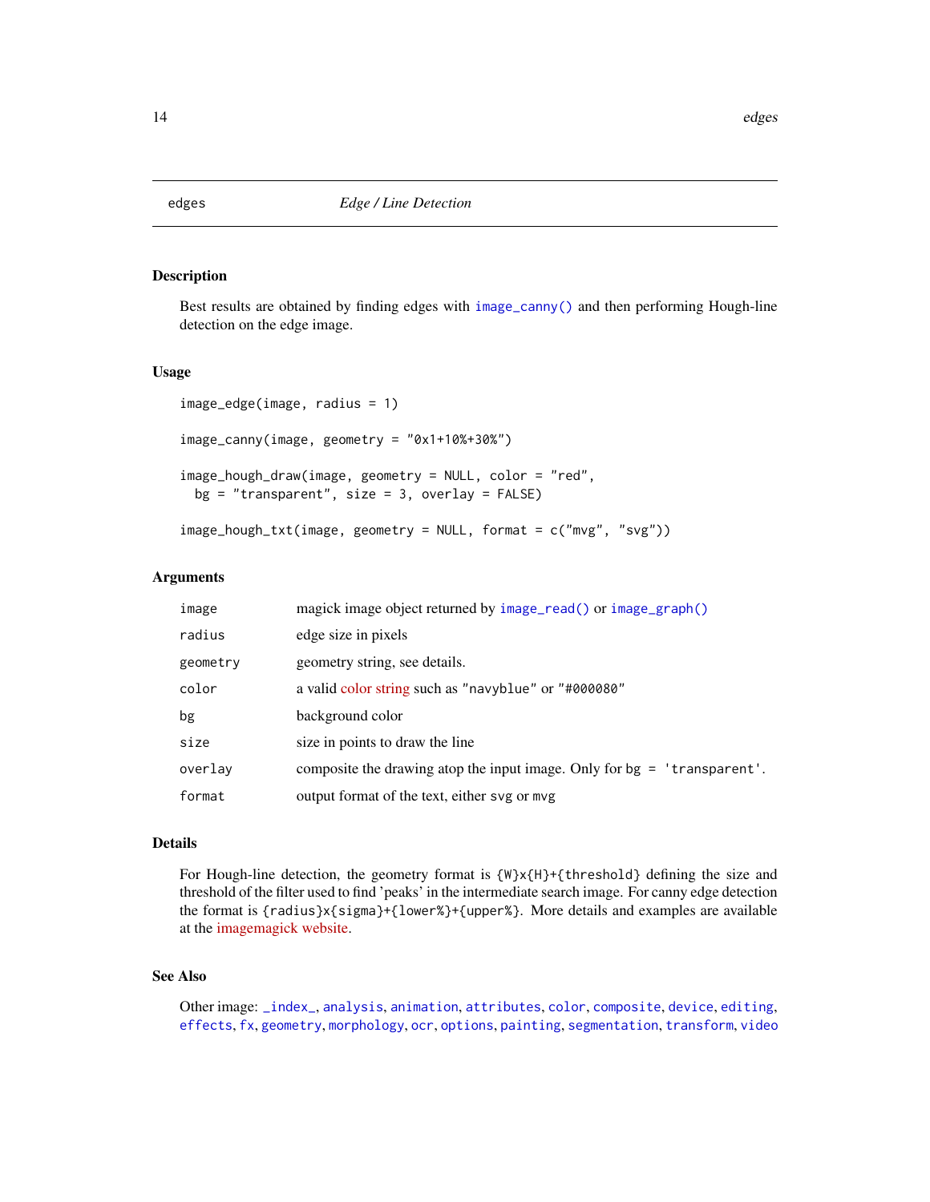## edges — *Edge / Line Detection*

### Description

Best results are obtained by finding edges with `image_canny()` and then performing Hough-line detection on the edge image.

### Usage

```
image_edge(image, radius = 1)

image_canny(image, geometry = "0x1+10%+30%")

image_hough_draw(image, geometry = NULL, color = "red",
  bg = "transparent", size = 3, overlay = FALSE)

image_hough_txt(image, geometry = NULL, format = c("mvg", "svg"))
```

### Arguments

| | |
|---|---|
| `image` | magick image object returned by `image_read()` or `image_graph()` |
| `radius` | edge size in pixels |
| `geometry` | geometry string, see details. |
| `color` | a valid color string such as `"navyblue"` or `"#000080"` |
| `bg` | background color |
| `size` | size in points to draw the line |
| `overlay` | composite the drawing atop the input image. Only for `bg = 'transparent'`. |
| `format` | output format of the text, either `svg` or `mvg` |

### Details

For Hough-line detection, the geometry format is `{W}x{H}+{threshold}` defining the size and threshold of the filter used to find 'peaks' in the intermediate search image. For canny edge detection the format is `{radius}x{sigma}+{lower%}+{upper%}`. More details and examples are available at the imagemagick website.

### See Also

Other image: `_index_`, `analysis`, `animation`, `attributes`, `color`, `composite`, `device`, `editing`, `effects`, `fx`, `geometry`, `morphology`, `ocr`, `options`, `painting`, `segmentation`, `transform`, `video`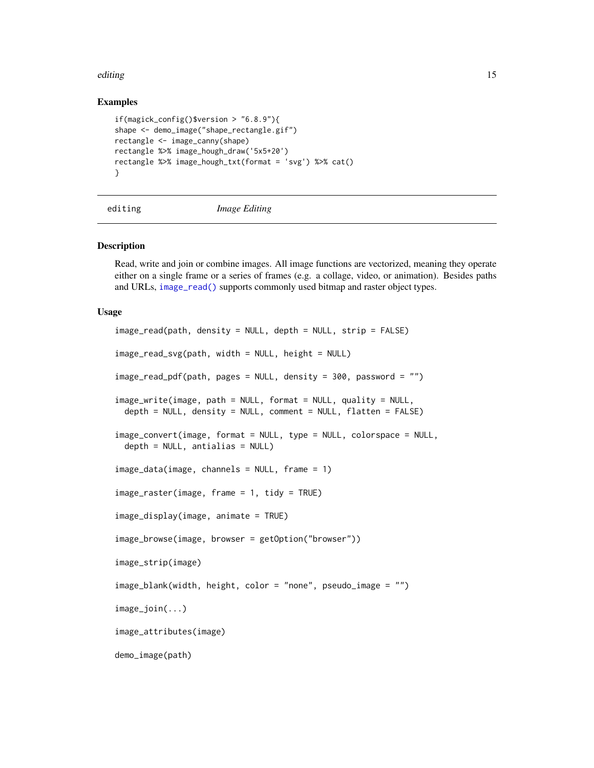## Examples

```
if(magick_config()$version > "6.8.9"){
shape <- demo_image("shape_rectangle.gif")
rectangle <- image_canny(shape)
rectangle %>% image_hough_draw('5x5+20')
rectangle %>% image_hough_txt(format = 'svg') %>% cat()
}
```

---

# editing *Image Editing*

---

## Description

Read, write and join or combine images. All image functions are vectorized, meaning they operate either on a single frame or a series of frames (e.g. a collage, video, or animation). Besides paths and URLs, `image_read()` supports commonly used bitmap and raster object types.

## Usage

```
image_read(path, density = NULL, depth = NULL, strip = FALSE)

image_read_svg(path, width = NULL, height = NULL)

image_read_pdf(path, pages = NULL, density = 300, password = "")

image_write(image, path = NULL, format = NULL, quality = NULL,
  depth = NULL, density = NULL, comment = NULL, flatten = FALSE)

image_convert(image, format = NULL, type = NULL, colorspace = NULL,
  depth = NULL, antialias = NULL)

image_data(image, channels = NULL, frame = 1)

image_raster(image, frame = 1, tidy = TRUE)

image_display(image, animate = TRUE)

image_browse(image, browser = getOption("browser"))

image_strip(image)

image_blank(width, height, color = "none", pseudo_image = "")

image_join(...)

image_attributes(image)

demo_image(path)
```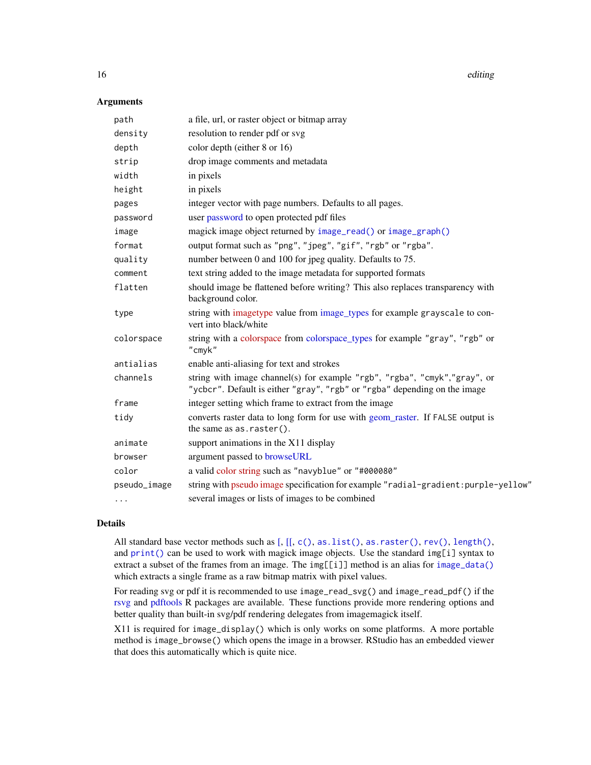### Arguments

| | |
|---|---|
| path | a file, url, or raster object or bitmap array |
| density | resolution to render pdf or svg |
| depth | color depth (either 8 or 16) |
| strip | drop image comments and metadata |
| width | in pixels |
| height | in pixels |
| pages | integer vector with page numbers. Defaults to all pages. |
| password | user password to open protected pdf files |
| image | magick image object returned by `image_read()` or `image_graph()` |
| format | output format such as `"png"`, `"jpeg"`, `"gif"`, `"rgb"` or `"rgba"`. |
| quality | number between 0 and 100 for jpeg quality. Defaults to 75. |
| comment | text string added to the image metadata for supported formats |
| flatten | should image be flattened before writing? This also replaces transparency with background color. |
| type | string with imagetype value from image_types for example `grayscale` to convert into black/white |
| colorspace | string with a colorspace from colorspace_types for example `"gray"`, `"rgb"` or `"cmyk"` |
| antialias | enable anti-aliasing for text and strokes |
| channels | string with image channel(s) for example `"rgb"`, `"rgba"`, `"cmyk"`,`"gray"`, or `"ycbcr"`. Default is either `"gray"`, `"rgb"` or `"rgba"` depending on the image |
| frame | integer setting which frame to extract from the image |
| tidy | converts raster data to long form for use with geom_raster. If `FALSE` output is the same as `as.raster()`. |
| animate | support animations in the X11 display |
| browser | argument passed to browseURL |
| color | a valid color string such as `"navyblue"` or `"#000080"` |
| pseudo_image | string with pseudo image specification for example `"radial-gradient:purple-yellow"` |
| ... | several images or lists of images to be combined |

### Details

All standard base vector methods such as [, [[, `c()`, `as.list()`, `as.raster()`, `rev()`, `length()`, and `print()` can be used to work with magick image objects. Use the standard `img[i]` syntax to extract a subset of the frames from an image. The `img[[i]]` method is an alias for `image_data()` which extracts a single frame as a raw bitmap matrix with pixel values.

For reading svg or pdf it is recommended to use `image_read_svg()` and `image_read_pdf()` if the rsvg and pdftools R packages are available. These functions provide more rendering options and better quality than built-in svg/pdf rendering delegates from imagemagick itself.

X11 is required for `image_display()` which is only works on some platforms. A more portable method is `image_browse()` which opens the image in a browser. RStudio has an embedded viewer that does this automatically which is quite nice.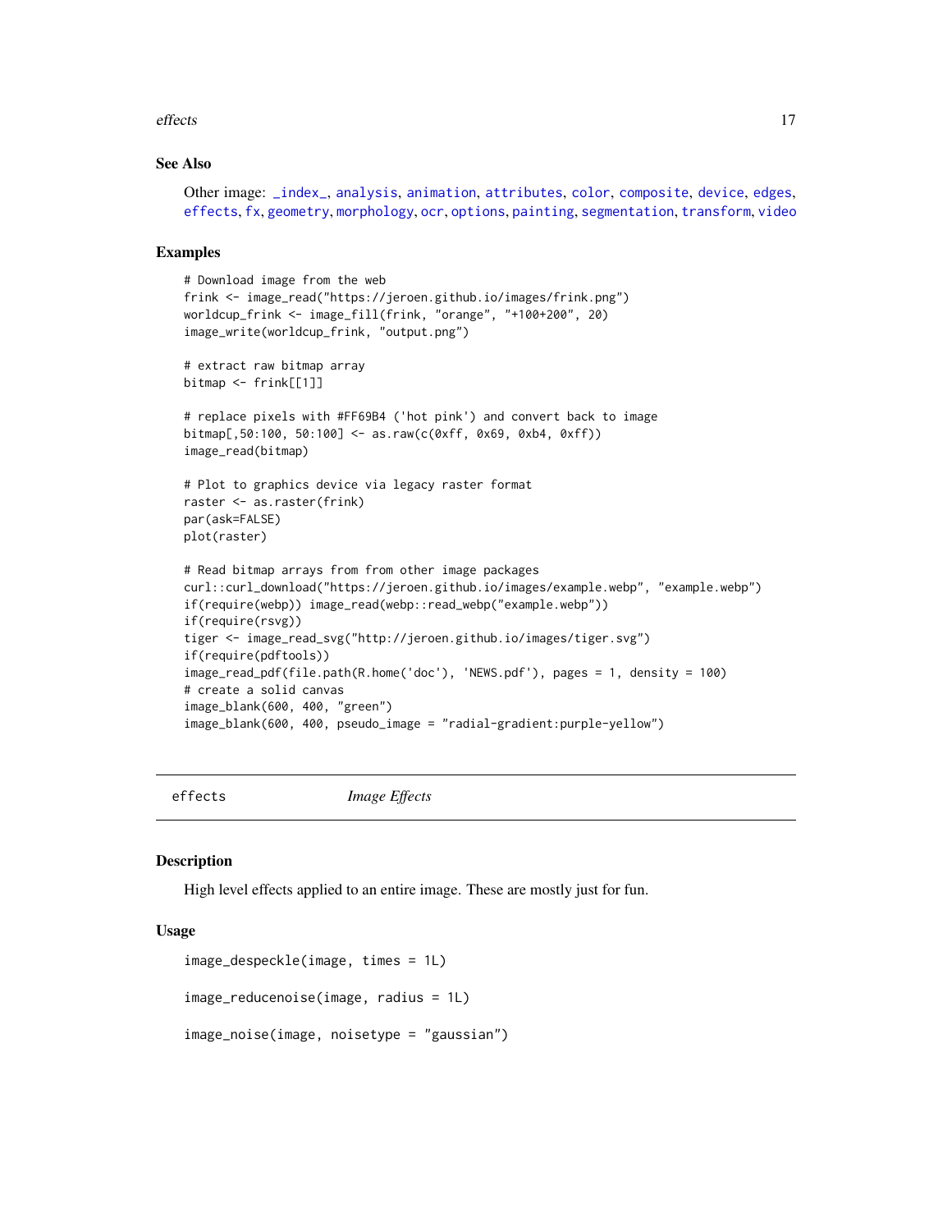## See Also

Other image: _index_, analysis, animation, attributes, color, composite, device, edges, effects, fx, geometry, morphology, ocr, options, painting, segmentation, transform, video

## Examples

```
# Download image from the web
frink <- image_read("https://jeroen.github.io/images/frink.png")
worldcup_frink <- image_fill(frink, "orange", "+100+200", 20)
image_write(worldcup_frink, "output.png")

# extract raw bitmap array
bitmap <- frink[[1]]

# replace pixels with #FF69B4 ('hot pink') and convert back to image
bitmap[,50:100, 50:100] <- as.raw(c(0xff, 0x69, 0xb4, 0xff))
image_read(bitmap)

# Plot to graphics device via legacy raster format
raster <- as.raster(frink)
par(ask=FALSE)
plot(raster)

# Read bitmap arrays from from other image packages
curl::curl_download("https://jeroen.github.io/images/example.webp", "example.webp")
if(require(webp)) image_read(webp::read_webp("example.webp"))
if(require(rsvg))
tiger <- image_read_svg("http://jeroen.github.io/images/tiger.svg")
if(require(pdftools))
image_read_pdf(file.path(R.home('doc'), 'NEWS.pdf'), pages = 1, density = 100)
# create a solid canvas
image_blank(600, 400, "green")
image_blank(600, 400, pseudo_image = "radial-gradient:purple-yellow")
```

---

# effects *Image Effects*

## Description

High level effects applied to an entire image. These are mostly just for fun.

## Usage

```
image_despeckle(image, times = 1L)

image_reducenoise(image, radius = 1L)

image_noise(image, noisetype = "gaussian")
```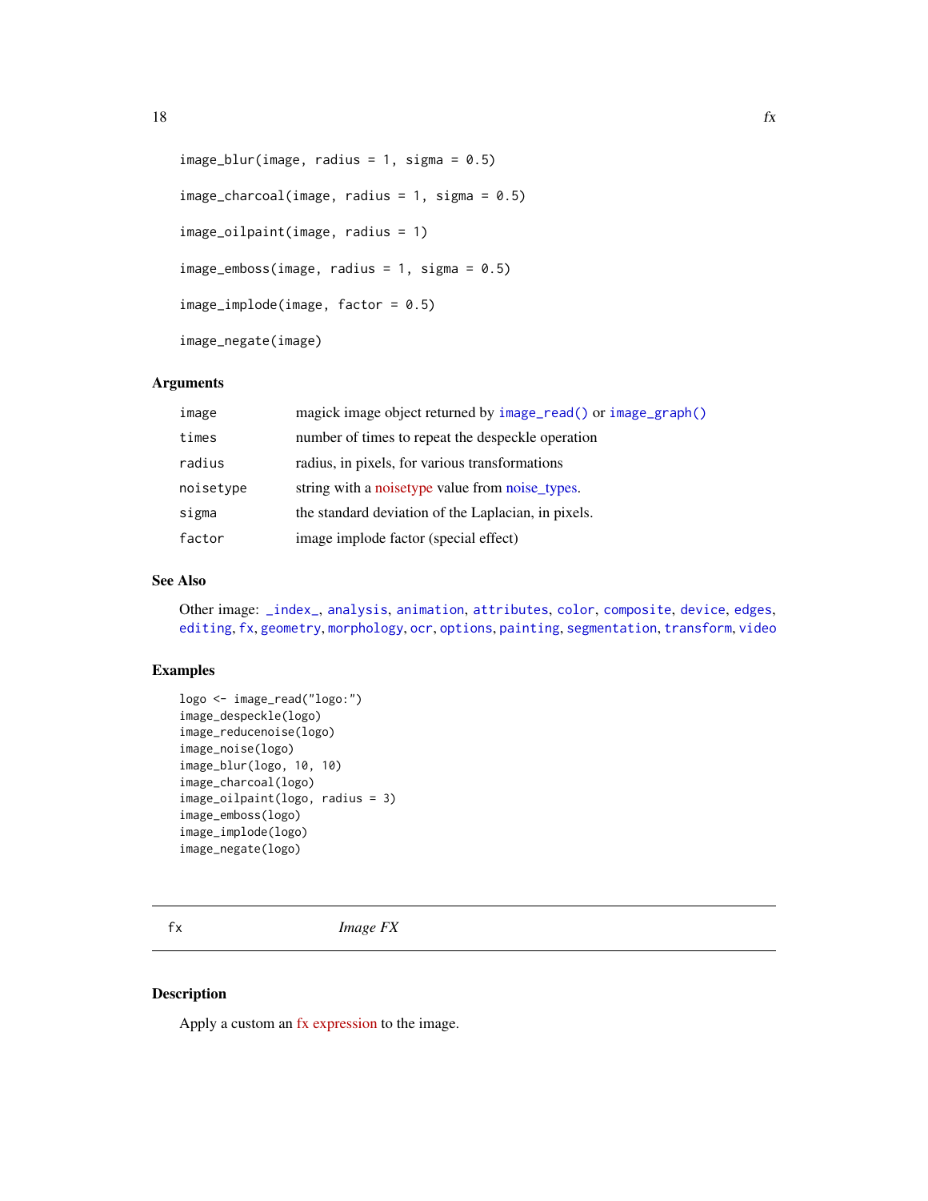```
image_blur(image, radius = 1, sigma = 0.5)

image_charcoal(image, radius = 1, sigma = 0.5)

image_oilpaint(image, radius = 1)

image_emboss(image, radius = 1, sigma = 0.5)

image_implode(image, factor = 0.5)

image_negate(image)
```

## Arguments

| | |
|---|---|
| image | magick image object returned by image_read() or image_graph() |
| times | number of times to repeat the despeckle operation |
| radius | radius, in pixels, for various transformations |
| noisetype | string with a noisetype value from noise_types. |
| sigma | the standard deviation of the Laplacian, in pixels. |
| factor | image implode factor (special effect) |

## See Also

Other image: _index_, analysis, animation, attributes, color, composite, device, edges, editing, fx, geometry, morphology, ocr, options, painting, segmentation, transform, video

## Examples

```
logo <- image_read("logo:")
image_despeckle(logo)
image_reducenoise(logo)
image_noise(logo)
image_blur(logo, 10, 10)
image_charcoal(logo)
image_oilpaint(logo, radius = 3)
image_emboss(logo)
image_implode(logo)
image_negate(logo)
```

---

# fx *Image FX*

## Description

Apply a custom an fx expression to the image.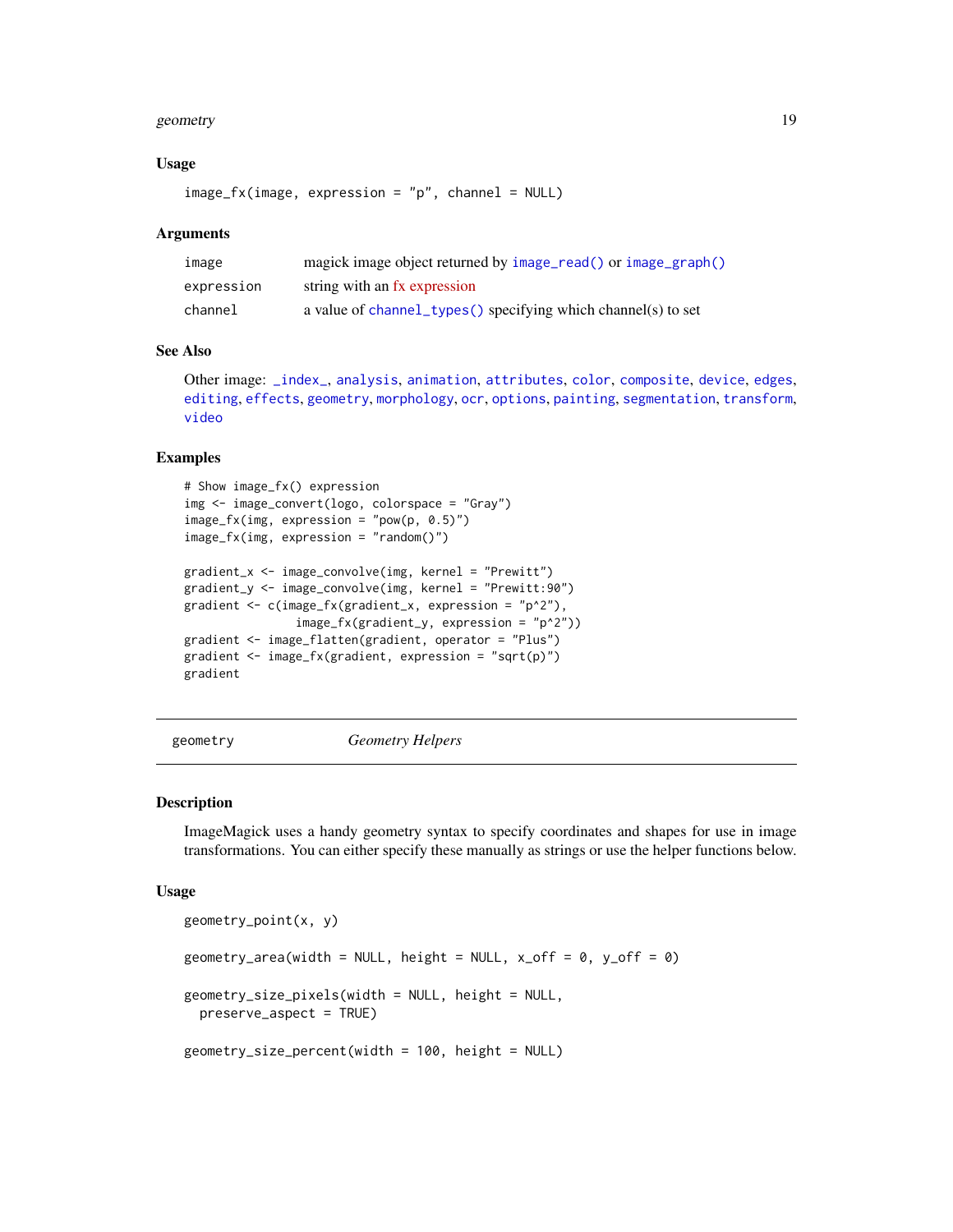### Usage

```
image_fx(image, expression = "p", channel = NULL)
```

### Arguments

| | |
|---|---|
| image | magick image object returned by `image_read()` or `image_graph()` |
| expression | string with an fx expression |
| channel | a value of `channel_types()` specifying which channel(s) to set |

### See Also

Other image: `_index_`, `analysis`, `animation`, `attributes`, `color`, `composite`, `device`, `edges`, `editing`, `effects`, `geometry`, `morphology`, `ocr`, `options`, `painting`, `segmentation`, `transform`, `video`

### Examples

```
# Show image_fx() expression
img <- image_convert(logo, colorspace = "Gray")
image_fx(img, expression = "pow(p, 0.5)")
image_fx(img, expression = "random()")

gradient_x <- image_convolve(img, kernel = "Prewitt")
gradient_y <- image_convolve(img, kernel = "Prewitt:90")
gradient <- c(image_fx(gradient_x, expression = "p^2"),
                image_fx(gradient_y, expression = "p^2"))
gradient <- image_flatten(gradient, operator = "Plus")
gradient <- image_fx(gradient, expression = "sqrt(p)")
gradient
```

---

## geometry — *Geometry Helpers*

### Description

ImageMagick uses a handy geometry syntax to specify coordinates and shapes for use in image transformations. You can either specify these manually as strings or use the helper functions below.

### Usage

```
geometry_point(x, y)

geometry_area(width = NULL, height = NULL, x_off = 0, y_off = 0)

geometry_size_pixels(width = NULL, height = NULL,
  preserve_aspect = TRUE)

geometry_size_percent(width = 100, height = NULL)
```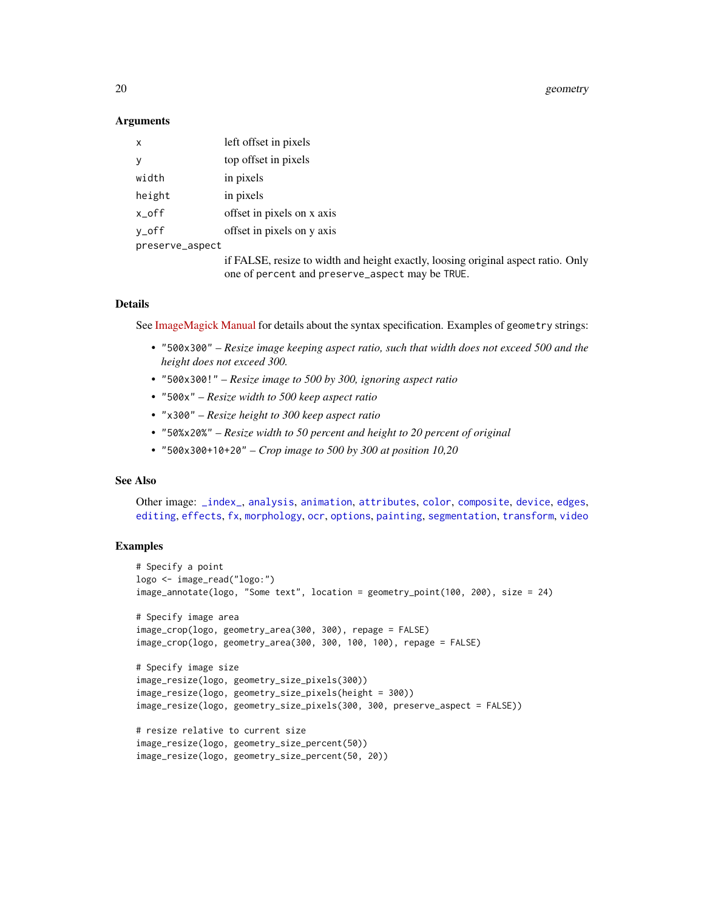### Arguments

| | |
|---|---|
| `x` | left offset in pixels |
| `y` | top offset in pixels |
| `width` | in pixels |
| `height` | in pixels |
| `x_off` | offset in pixels on x axis |
| `y_off` | offset in pixels on y axis |
| `preserve_aspect` | if FALSE, resize to width and height exactly, loosing original aspect ratio. Only one of `percent` and `preserve_aspect` may be `TRUE`. |

### Details

See ImageMagick Manual for details about the syntax specification. Examples of `geometry` strings:

- `"500x300"` – *Resize image keeping aspect ratio, such that width does not exceed 500 and the height does not exceed 300.*
- `"500x300!"` – *Resize image to 500 by 300, ignoring aspect ratio*
- `"500x"` – *Resize width to 500 keep aspect ratio*
- `"x300"` – *Resize height to 300 keep aspect ratio*
- `"50%x20%"` – *Resize width to 50 percent and height to 20 percent of original*
- `"500x300+10+20"` – *Crop image to 500 by 300 at position 10,20*

### See Also

Other image: `_index_`, `analysis`, `animation`, `attributes`, `color`, `composite`, `device`, `edges`, `editing`, `effects`, `fx`, `morphology`, `ocr`, `options`, `painting`, `segmentation`, `transform`, `video`

### Examples

```
# Specify a point
logo <- image_read("logo:")
image_annotate(logo, "Some text", location = geometry_point(100, 200), size = 24)

# Specify image area
image_crop(logo, geometry_area(300, 300), repage = FALSE)
image_crop(logo, geometry_area(300, 300, 100, 100), repage = FALSE)

# Specify image size
image_resize(logo, geometry_size_pixels(300))
image_resize(logo, geometry_size_pixels(height = 300))
image_resize(logo, geometry_size_pixels(300, 300, preserve_aspect = FALSE))

# resize relative to current size
image_resize(logo, geometry_size_percent(50))
image_resize(logo, geometry_size_percent(50, 20))
```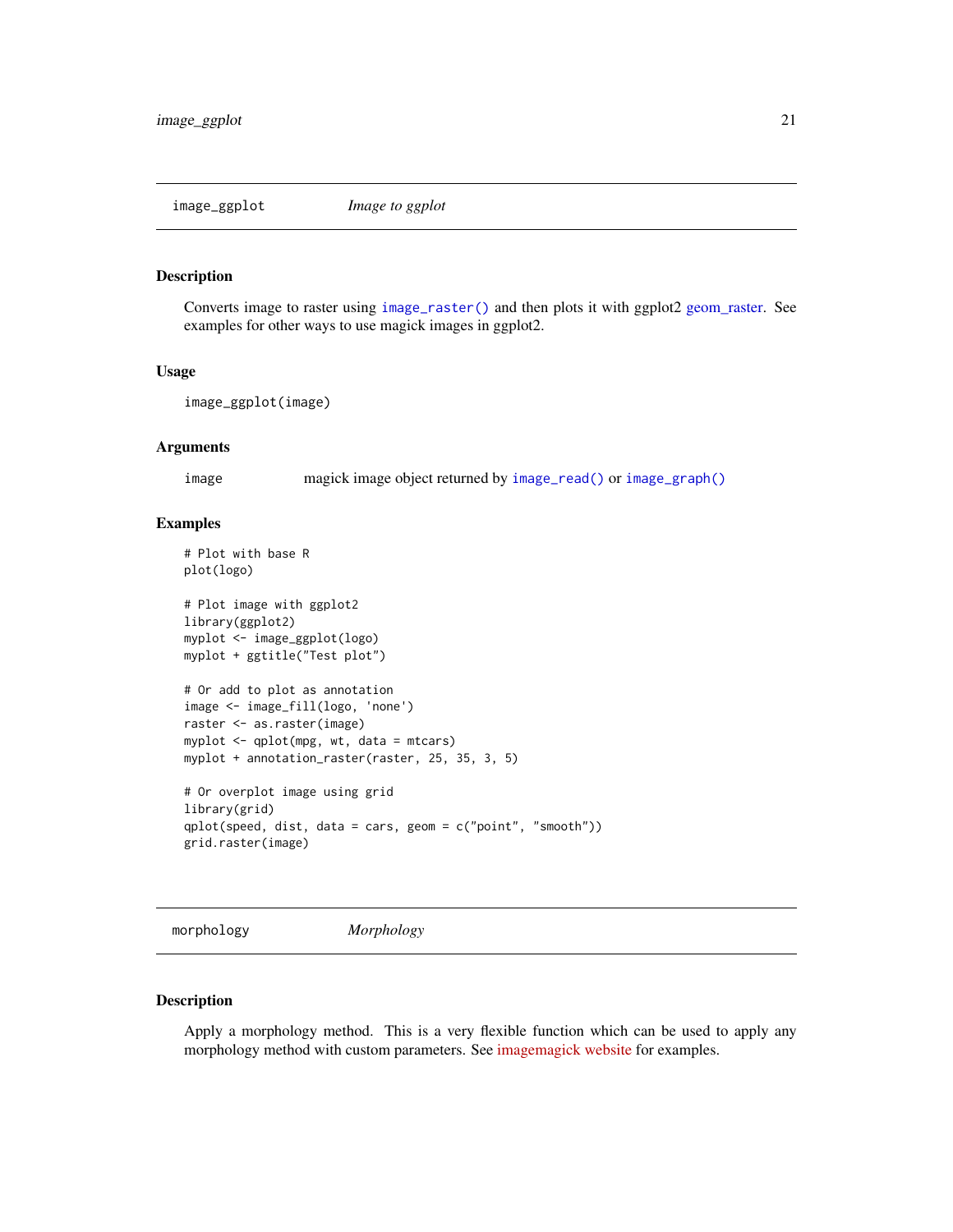## image_ggplot — *Image to ggplot*

### Description

Converts image to raster using `image_raster()` and then plots it with ggplot2 geom_raster. See examples for other ways to use magick images in ggplot2.

### Usage

```
image_ggplot(image)
```

### Arguments

| | |
|---|---|
| `image` | magick image object returned by `image_read()` or `image_graph()` |

### Examples

```
# Plot with base R
plot(logo)

# Plot image with ggplot2
library(ggplot2)
myplot <- image_ggplot(logo)
myplot + ggtitle("Test plot")

# Or add to plot as annotation
image <- image_fill(logo, 'none')
raster <- as.raster(image)
myplot <- qplot(mpg, wt, data = mtcars)
myplot + annotation_raster(raster, 25, 35, 3, 5)

# Or overplot image using grid
library(grid)
qplot(speed, dist, data = cars, geom = c("point", "smooth"))
grid.raster(image)
```

## morphology — *Morphology*

### Description

Apply a morphology method. This is a very flexible function which can be used to apply any morphology method with custom parameters. See imagemagick website for examples.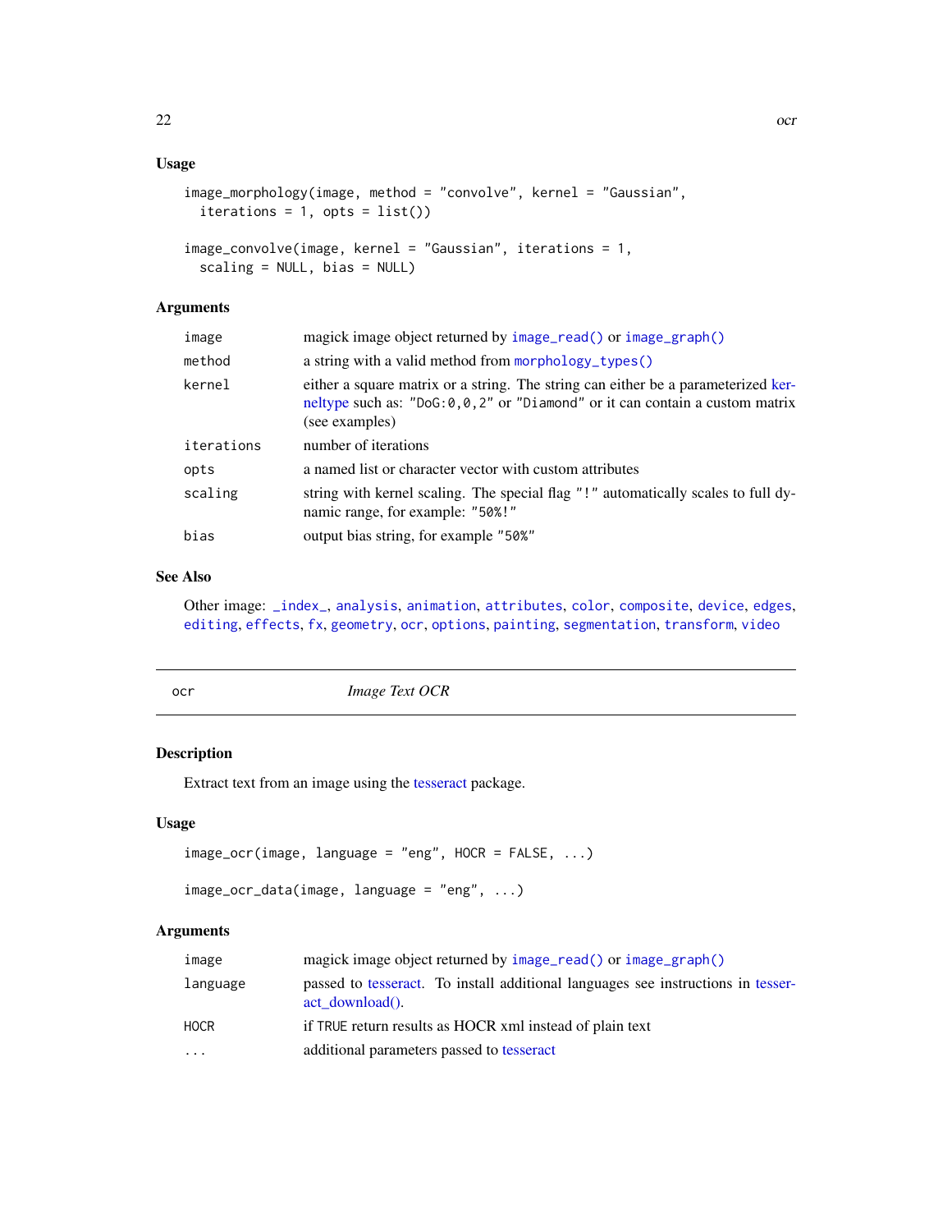### Usage

```
image_morphology(image, method = "convolve", kernel = "Gaussian",
  iterations = 1, opts = list())

image_convolve(image, kernel = "Gaussian", iterations = 1,
  scaling = NULL, bias = NULL)
```

### Arguments

| | |
|---|---|
| image | magick image object returned by `image_read()` or `image_graph()` |
| method | a string with a valid method from `morphology_types()` |
| kernel | either a square matrix or a string. The string can either be a parameterized kerneltype such as: "DoG:0,0,2" or "Diamond" or it can contain a custom matrix (see examples) |
| iterations | number of iterations |
| opts | a named list or character vector with custom attributes |
| scaling | string with kernel scaling. The special flag "!" automatically scales to full dynamic range, for example: "50%!" |
| bias | output bias string, for example "50%" |

### See Also

Other image: `_index_`, `analysis`, `animation`, `attributes`, `color`, `composite`, `device`, `edges`, `editing`, `effects`, `fx`, `geometry`, `ocr`, `options`, `painting`, `segmentation`, `transform`, `video`

---

## ocr *Image Text OCR*

### Description

Extract text from an image using the tesseract package.

### Usage

```
image_ocr(image, language = "eng", HOCR = FALSE, ...)

image_ocr_data(image, language = "eng", ...)
```

### Arguments

| | |
|---|---|
| image | magick image object returned by `image_read()` or `image_graph()` |
| language | passed to tesseract. To install additional languages see instructions in tesseract_download(). |
| HOCR | if TRUE return results as HOCR xml instead of plain text |
| ... | additional parameters passed to tesseract |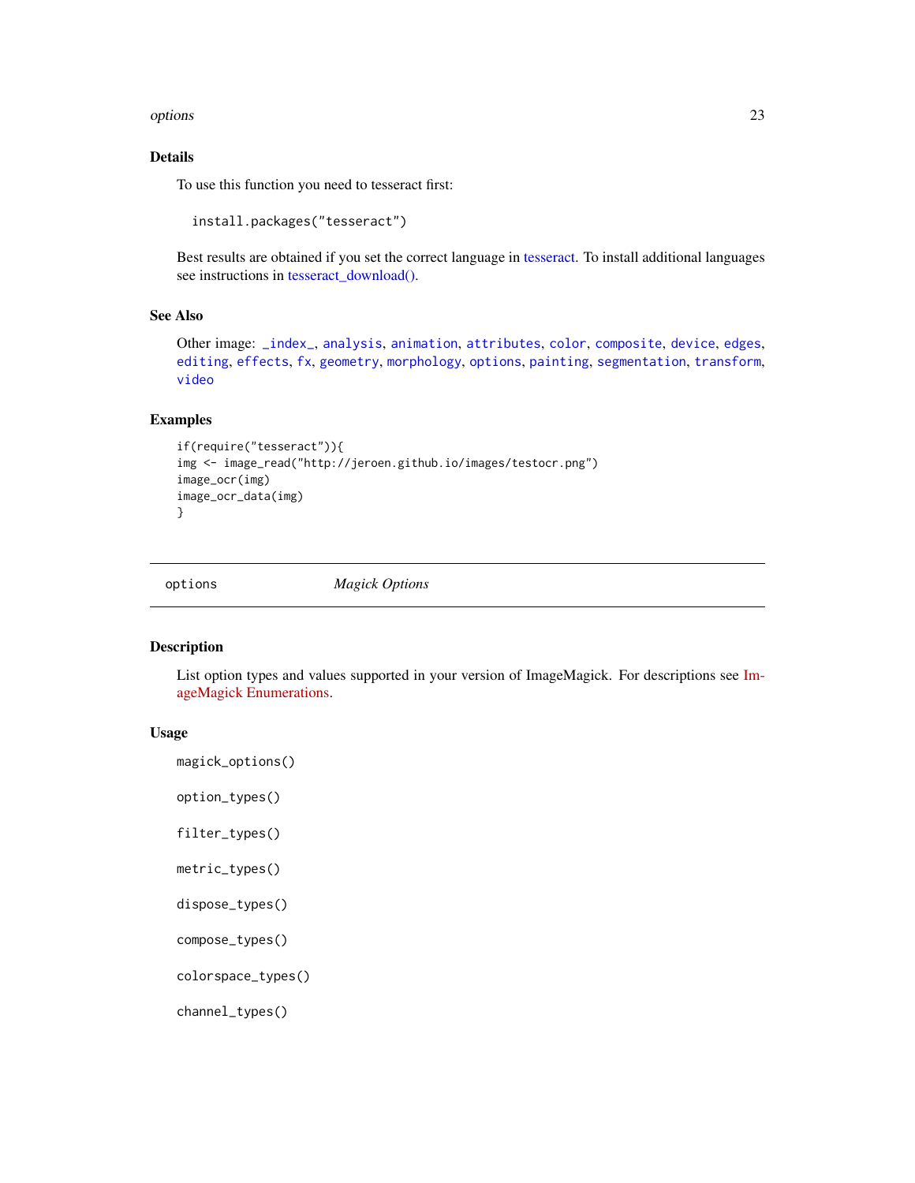## Details

To use this function you need to tesseract first:

```
install.packages("tesseract")
```

Best results are obtained if you set the correct language in tesseract. To install additional languages see instructions in tesseract_download().

## See Also

Other image: `_index_`, `analysis`, `animation`, `attributes`, `color`, `composite`, `device`, `edges`, `editing`, `effects`, `fx`, `geometry`, `morphology`, `options`, `painting`, `segmentation`, `transform`, `video`

## Examples

```
if(require("tesseract")){
img <- image_read("http://jeroen.github.io/images/testocr.png")
image_ocr(img)
image_ocr_data(img)
}
```

---

# options *Magick Options*

---

## Description

List option types and values supported in your version of ImageMagick. For descriptions see ImageMagick Enumerations.

## Usage

```
magick_options()

option_types()

filter_types()

metric_types()

dispose_types()

compose_types()

colorspace_types()

channel_types()
```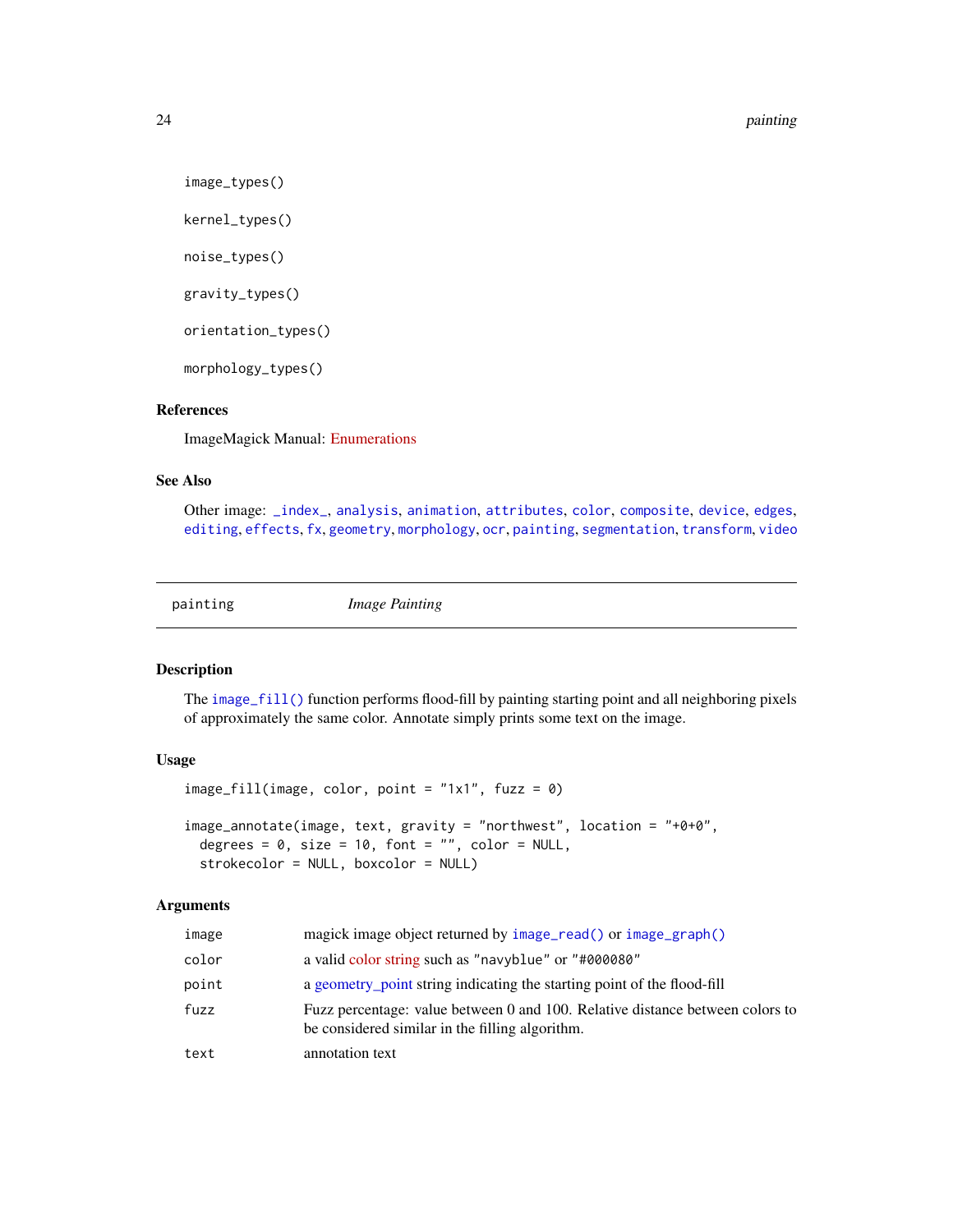```
image_types()

kernel_types()

noise_types()

gravity_types()

orientation_types()

morphology_types()
```

### References

ImageMagick Manual: Enumerations

### See Also

Other image: _index_, analysis, animation, attributes, color, composite, device, edges, editing, effects, fx, geometry, morphology, ocr, painting, segmentation, transform, video

---

## painting — *Image Painting*

---

### Description

The `image_fill()` function performs flood-fill by painting starting point and all neighboring pixels of approximately the same color. Annotate simply prints some text on the image.

### Usage

```
image_fill(image, color, point = "1x1", fuzz = 0)

image_annotate(image, text, gravity = "northwest", location = "+0+0",
  degrees = 0, size = 10, font = "", color = NULL,
  strokecolor = NULL, boxcolor = NULL)
```

### Arguments

| | |
|---|---|
| `image` | magick image object returned by `image_read()` or `image_graph()` |
| `color` | a valid color string such as "navyblue" or "#000080" |
| `point` | a geometry_point string indicating the starting point of the flood-fill |
| `fuzz` | Fuzz percentage: value between 0 and 100. Relative distance between colors to be considered similar in the filling algorithm. |
| `text` | annotation text |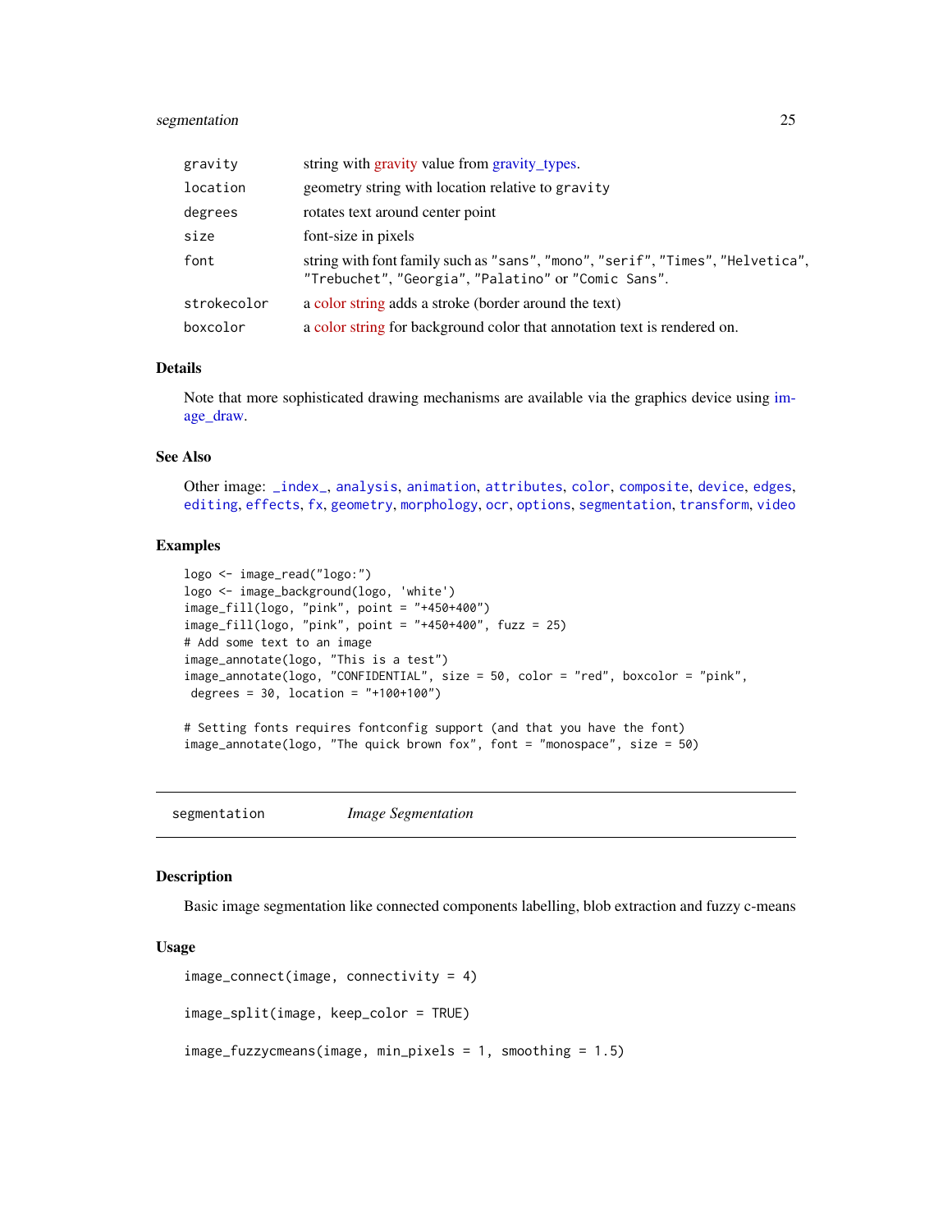| | |
|---|---|
| gravity | string with gravity value from gravity_types. |
| location | geometry string with location relative to gravity |
| degrees | rotates text around center point |
| size | font-size in pixels |
| font | string with font family such as "sans", "mono", "serif", "Times", "Helvetica", "Trebuchet", "Georgia", "Palatino" or "Comic Sans". |
| strokecolor | a color string adds a stroke (border around the text) |
| boxcolor | a color string for background color that annotation text is rendered on. |

### Details

Note that more sophisticated drawing mechanisms are available via the graphics device using image_draw.

### See Also

Other image: `_index_`, `analysis`, `animation`, `attributes`, `color`, `composite`, `device`, `edges`, `editing`, `effects`, `fx`, `geometry`, `morphology`, `ocr`, `options`, `segmentation`, `transform`, `video`

### Examples

```
logo <- image_read("logo:")
logo <- image_background(logo, 'white')
image_fill(logo, "pink", point = "+450+400")
image_fill(logo, "pink", point = "+450+400", fuzz = 25)
# Add some text to an image
image_annotate(logo, "This is a test")
image_annotate(logo, "CONFIDENTIAL", size = 50, color = "red", boxcolor = "pink",
 degrees = 30, location = "+100+100")

# Setting fonts requires fontconfig support (and that you have the font)
image_annotate(logo, "The quick brown fox", font = "monospace", size = 50)
```

---

## segmentation *Image Segmentation*

---

### Description

Basic image segmentation like connected components labelling, blob extraction and fuzzy c-means

### Usage

```
image_connect(image, connectivity = 4)

image_split(image, keep_color = TRUE)

image_fuzzycmeans(image, min_pixels = 1, smoothing = 1.5)
```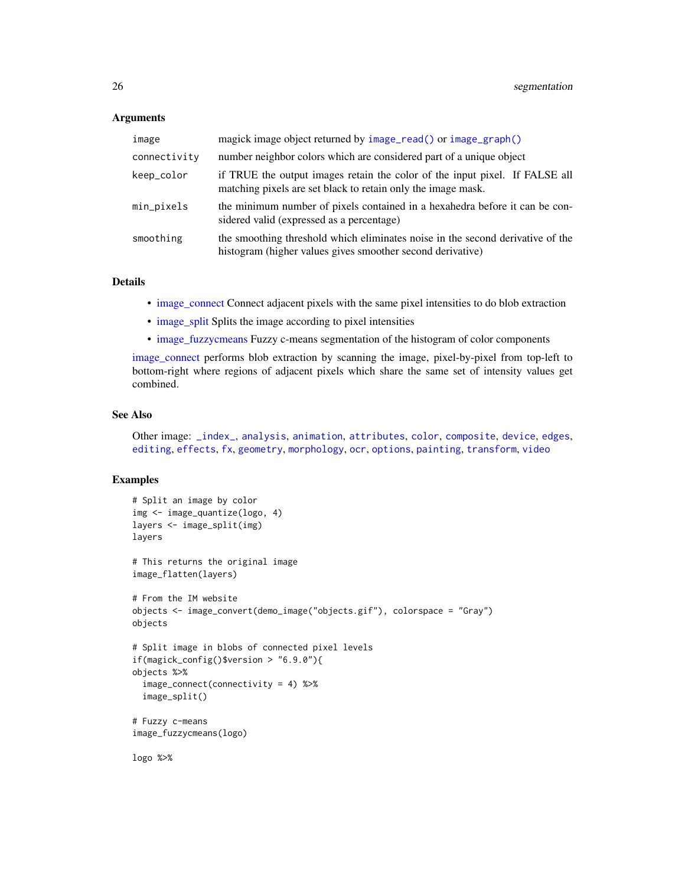### Arguments

| | |
|---|---|
| image | magick image object returned by `image_read()` or `image_graph()` |
| connectivity | number neighbor colors which are considered part of a unique object |
| keep_color | if TRUE the output images retain the color of the input pixel. If FALSE all matching pixels are set black to retain only the image mask. |
| min_pixels | the minimum number of pixels contained in a hexahedra before it can be considered valid (expressed as a percentage) |
| smoothing | the smoothing threshold which eliminates noise in the second derivative of the histogram (higher values gives smoother second derivative) |

### Details

- image_connect Connect adjacent pixels with the same pixel intensities to do blob extraction
- image_split Splits the image according to pixel intensities
- image_fuzzycmeans Fuzzy c-means segmentation of the histogram of color components

image_connect performs blob extraction by scanning the image, pixel-by-pixel from top-left to bottom-right where regions of adjacent pixels which share the same set of intensity values get combined.

### See Also

Other image: `_index_`, `analysis`, `animation`, `attributes`, `color`, `composite`, `device`, `edges`, `editing`, `effects`, `fx`, `geometry`, `morphology`, `ocr`, `options`, `painting`, `transform`, `video`

### Examples

```
# Split an image by color
img <- image_quantize(logo, 4)
layers <- image_split(img)
layers

# This returns the original image
image_flatten(layers)

# From the IM website
objects <- image_convert(demo_image("objects.gif"), colorspace = "Gray")
objects

# Split image in blobs of connected pixel levels
if(magick_config()$version > "6.9.0"){
objects %>%
  image_connect(connectivity = 4) %>%
  image_split()

# Fuzzy c-means
image_fuzzycmeans(logo)

logo %>%
```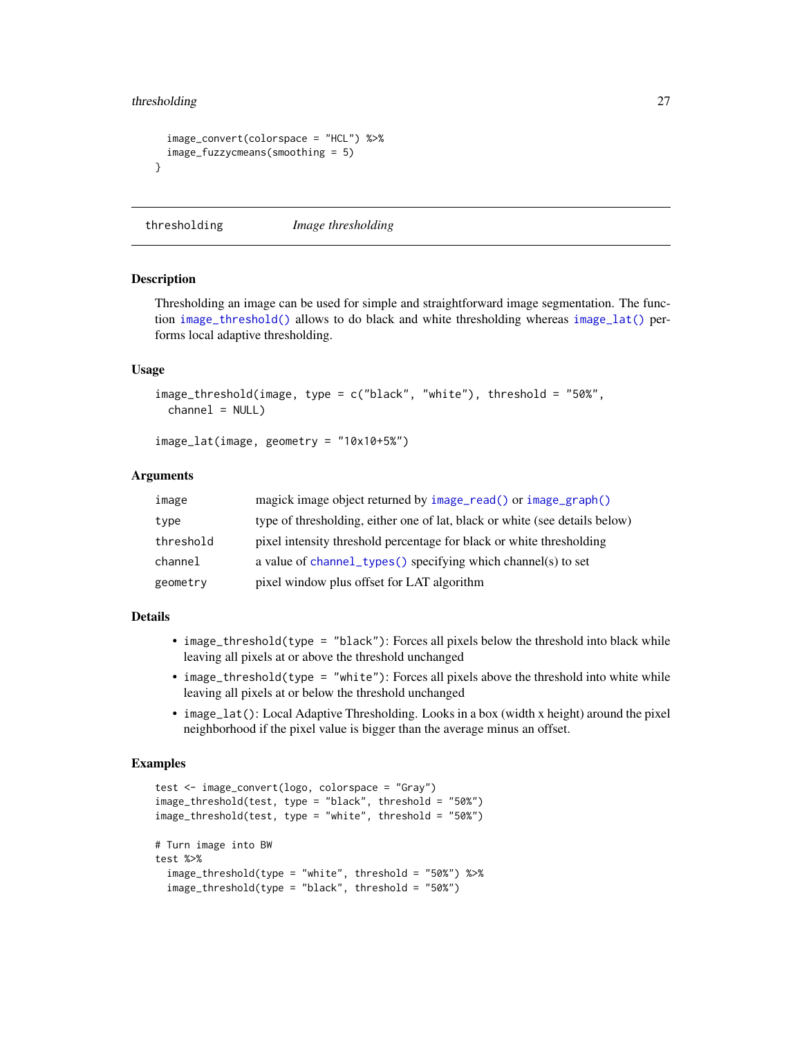```r
  image_convert(colorspace = "HCL") %>%
  image_fuzzycmeans(smoothing = 5)
}
```

---

## thresholding — *Image thresholding*

### Description

Thresholding an image can be used for simple and straightforward image segmentation. The function image_threshold() allows to do black and white thresholding whereas image_lat() performs local adaptive thresholding.

### Usage

```r
image_threshold(image, type = c("black", "white"), threshold = "50%",
  channel = NULL)

image_lat(image, geometry = "10x10+5%")
```

### Arguments

| | |
|---|---|
| image | magick image object returned by image_read() or image_graph() |
| type | type of thresholding, either one of lat, black or white (see details below) |
| threshold | pixel intensity threshold percentage for black or white thresholding |
| channel | a value of channel_types() specifying which channel(s) to set |
| geometry | pixel window plus offset for LAT algorithm |

### Details

- `image_threshold(type = "black")`: Forces all pixels below the threshold into black while leaving all pixels at or above the threshold unchanged
- `image_threshold(type = "white")`: Forces all pixels above the threshold into white while leaving all pixels at or below the threshold unchanged
- `image_lat()`: Local Adaptive Thresholding. Looks in a box (width x height) around the pixel neighborhood if the pixel value is bigger than the average minus an offset.

### Examples

```r
test <- image_convert(logo, colorspace = "Gray")
image_threshold(test, type = "black", threshold = "50%")
image_threshold(test, type = "white", threshold = "50%")

# Turn image into BW
test %>%
  image_threshold(type = "white", threshold = "50%") %>%
  image_threshold(type = "black", threshold = "50%")
```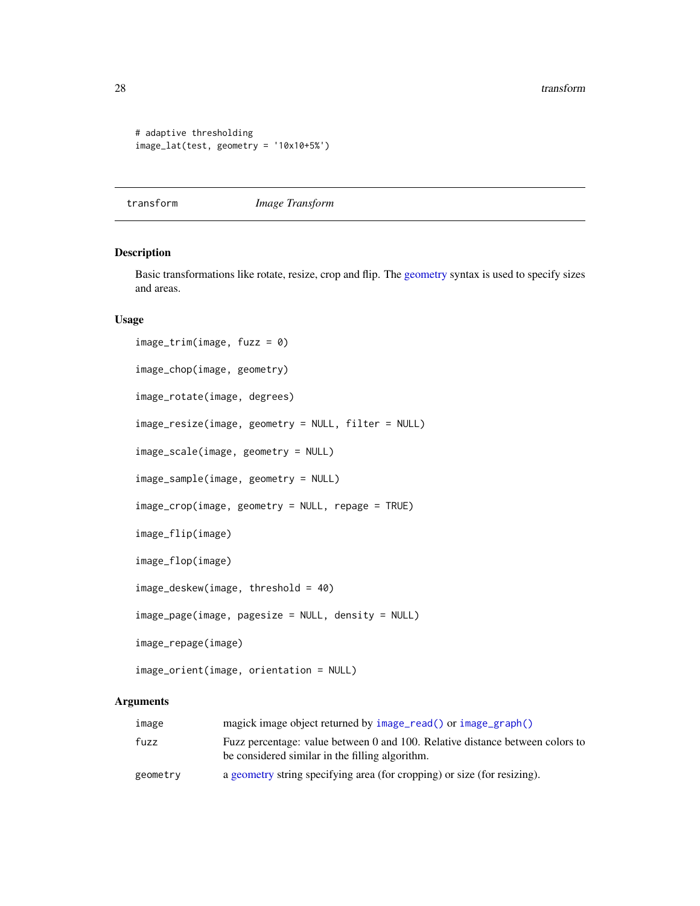```
# adaptive thresholding
image_lat(test, geometry = '10x10+5%')
```

## transform *Image Transform*

### Description

Basic transformations like rotate, resize, crop and flip. The geometry syntax is used to specify sizes and areas.

### Usage

```
image_trim(image, fuzz = 0)

image_chop(image, geometry)

image_rotate(image, degrees)

image_resize(image, geometry = NULL, filter = NULL)

image_scale(image, geometry = NULL)

image_sample(image, geometry = NULL)

image_crop(image, geometry = NULL, repage = TRUE)

image_flip(image)

image_flop(image)

image_deskew(image, threshold = 40)

image_page(image, pagesize = NULL, density = NULL)

image_repage(image)

image_orient(image, orientation = NULL)
```

### Arguments

| | |
|---|---|
| image | magick image object returned by `image_read()` or `image_graph()` |
| fuzz | Fuzz percentage: value between 0 and 100. Relative distance between colors to be considered similar in the filling algorithm. |
| geometry | a geometry string specifying area (for cropping) or size (for resizing). |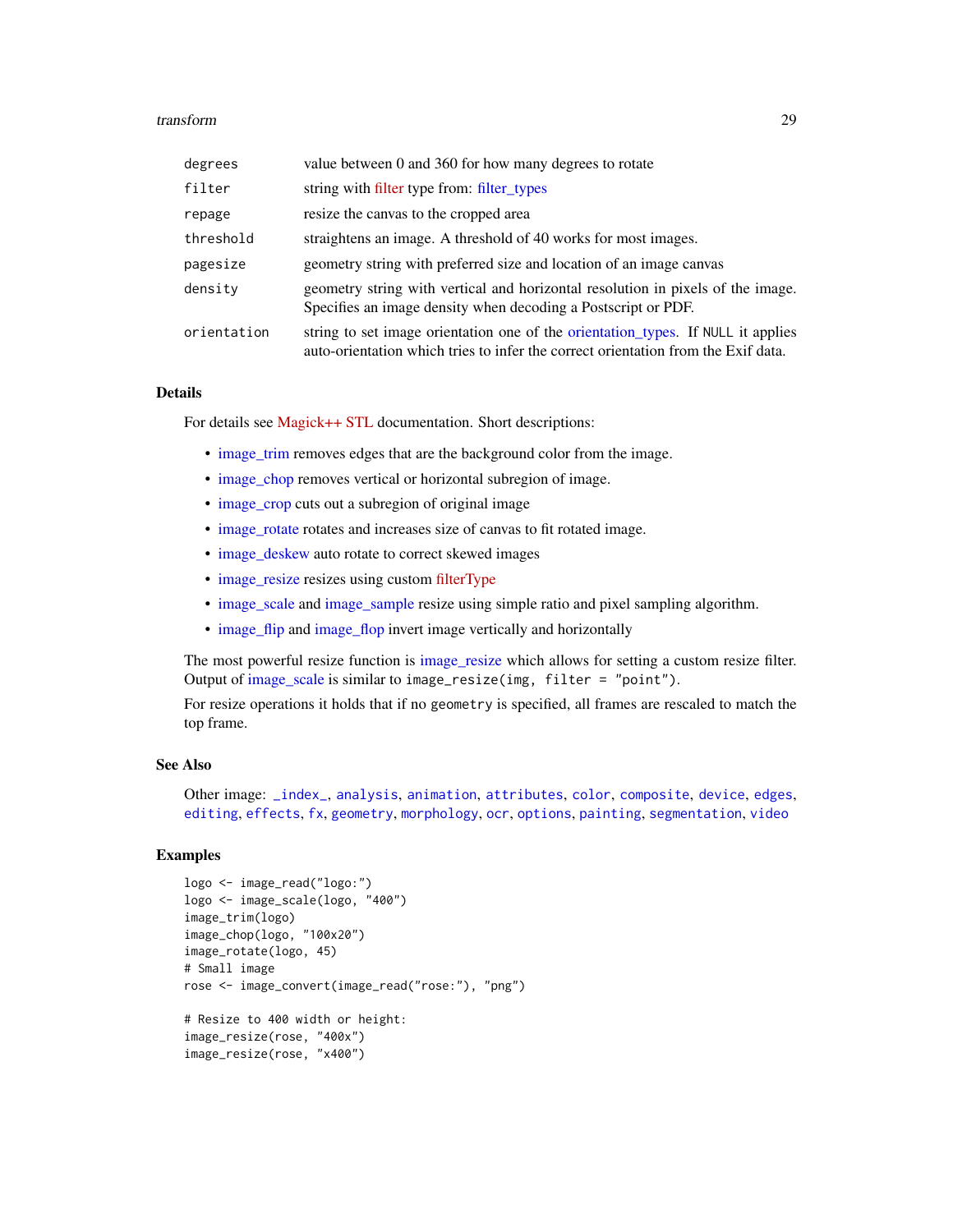| | |
|---|---|
| degrees | value between 0 and 360 for how many degrees to rotate |
| filter | string with filter type from: filter_types |
| repage | resize the canvas to the cropped area |
| threshold | straightens an image. A threshold of 40 works for most images. |
| pagesize | geometry string with preferred size and location of an image canvas |
| density | geometry string with vertical and horizontal resolution in pixels of the image. Specifies an image density when decoding a Postscript or PDF. |
| orientation | string to set image orientation one of the orientation_types. If NULL it applies auto-orientation which tries to infer the correct orientation from the Exif data. |

## Details

For details see Magick++ STL documentation. Short descriptions:

- image_trim removes edges that are the background color from the image.
- image_chop removes vertical or horizontal subregion of image.
- image_crop cuts out a subregion of original image
- image_rotate rotates and increases size of canvas to fit rotated image.
- image_deskew auto rotate to correct skewed images
- image_resize resizes using custom filterType
- image_scale and image_sample resize using simple ratio and pixel sampling algorithm.
- image_flip and image_flop invert image vertically and horizontally

The most powerful resize function is image_resize which allows for setting a custom resize filter. Output of image_scale is similar to `image_resize(img, filter = "point")`.

For resize operations it holds that if no `geometry` is specified, all frames are rescaled to match the top frame.

## See Also

Other image: `_index_`, `analysis`, `animation`, `attributes`, `color`, `composite`, `device`, `edges`, `editing`, `effects`, `fx`, `geometry`, `morphology`, `ocr`, `options`, `painting`, `segmentation`, `video`

## Examples

```
logo <- image_read("logo:")
logo <- image_scale(logo, "400")
image_trim(logo)
image_chop(logo, "100x20")
image_rotate(logo, 45)
# Small image
rose <- image_convert(image_read("rose:"), "png")

# Resize to 400 width or height:
image_resize(rose, "400x")
image_resize(rose, "x400")
```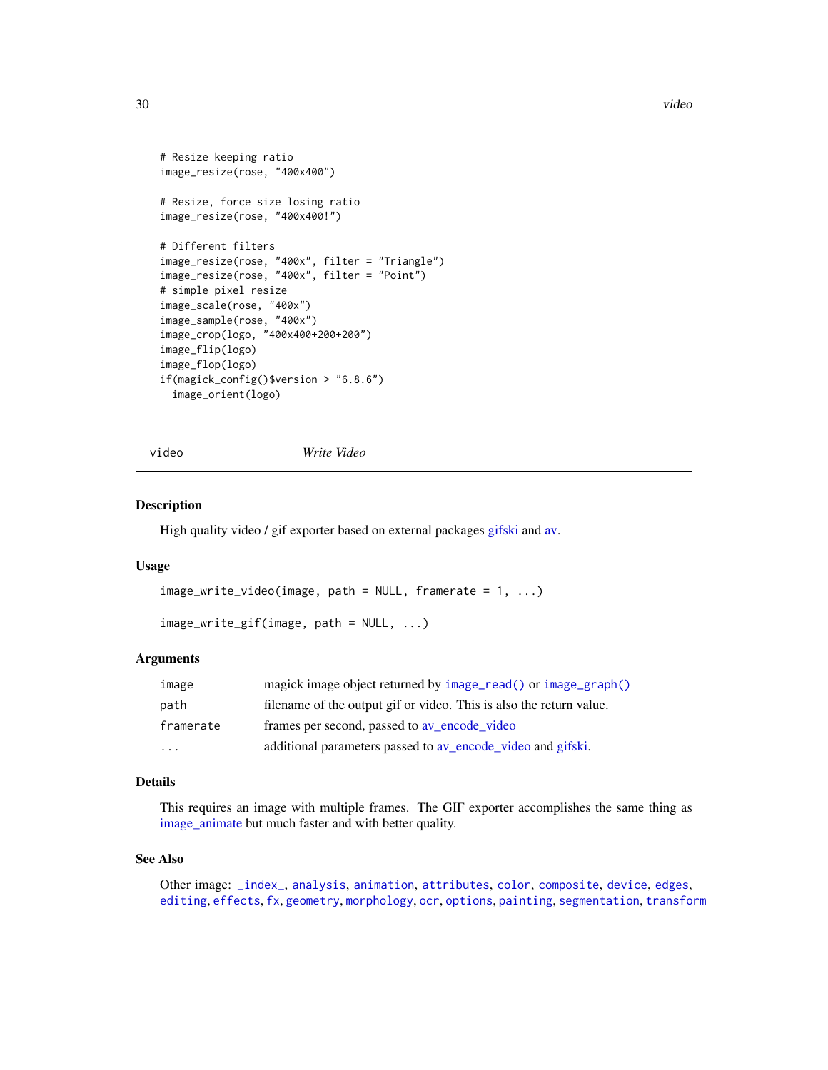```
# Resize keeping ratio
image_resize(rose, "400x400")

# Resize, force size losing ratio
image_resize(rose, "400x400!")

# Different filters
image_resize(rose, "400x", filter = "Triangle")
image_resize(rose, "400x", filter = "Point")
# simple pixel resize
image_scale(rose, "400x")
image_sample(rose, "400x")
image_crop(logo, "400x400+200+200")
image_flip(logo)
image_flop(logo)
if(magick_config()$version > "6.8.6")
  image_orient(logo)
```

---

## video — *Write Video*

### Description

High quality video / gif exporter based on external packages gifski and av.

### Usage

```
image_write_video(image, path = NULL, framerate = 1, ...)

image_write_gif(image, path = NULL, ...)
```

### Arguments

| | |
|---|---|
| `image` | magick image object returned by `image_read()` or `image_graph()` |
| `path` | filename of the output gif or video. This is also the return value. |
| `framerate` | frames per second, passed to av_encode_video |
| `...` | additional parameters passed to av_encode_video and gifski. |

### Details

This requires an image with multiple frames. The GIF exporter accomplishes the same thing as image_animate but much faster and with better quality.

### See Also

Other image: `_index_`, `analysis`, `animation`, `attributes`, `color`, `composite`, `device`, `edges`, `editing`, `effects`, `fx`, `geometry`, `morphology`, `ocr`, `options`, `painting`, `segmentation`, `transform`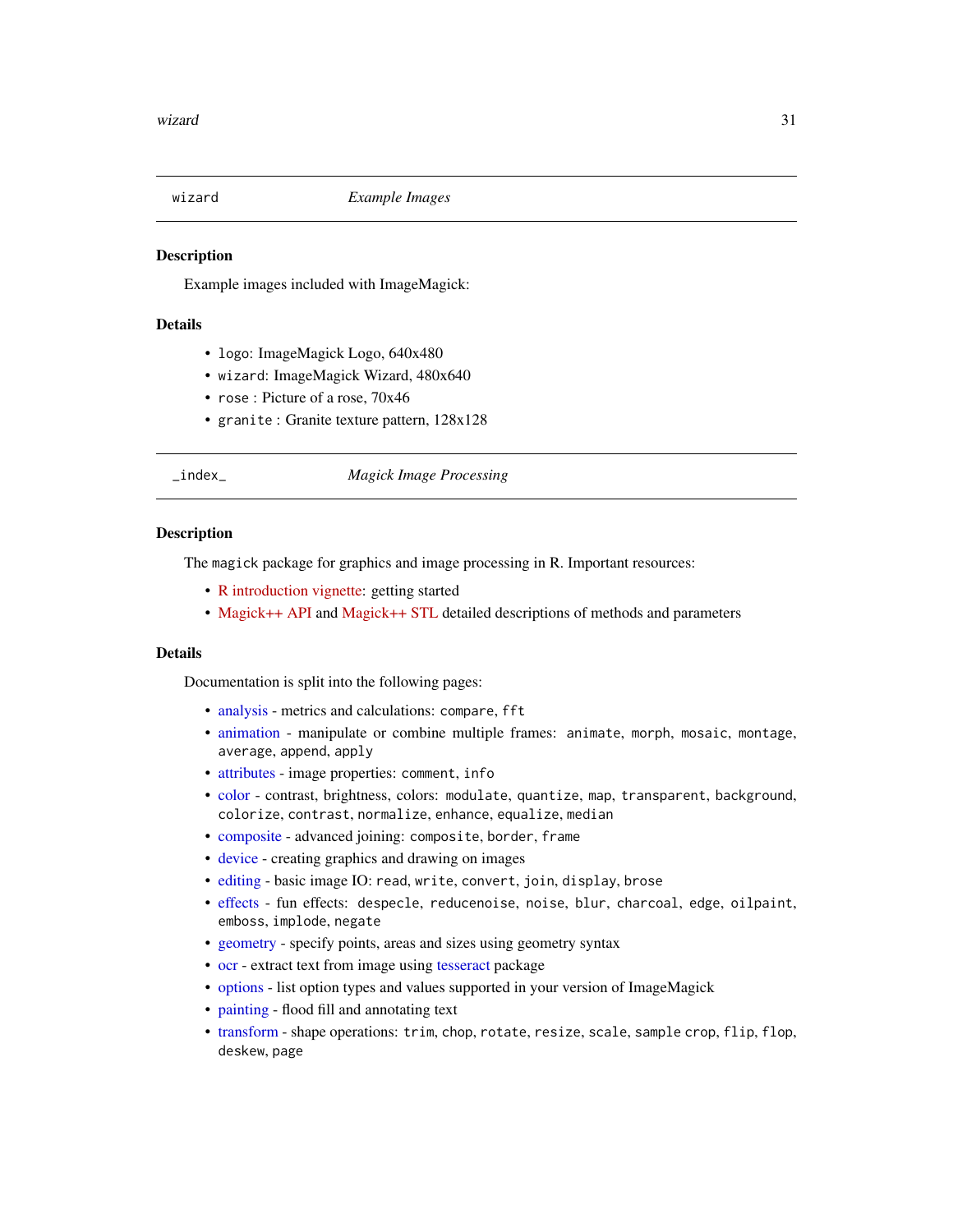## wizard — *Example Images*

### Description

Example images included with ImageMagick:

### Details

- `logo`: ImageMagick Logo, 640x480
- `wizard`: ImageMagick Wizard, 480x640
- `rose` : Picture of a rose, 70x46
- `granite` : Granite texture pattern, 128x128

## _index_ — *Magick Image Processing*

### Description

The `magick` package for graphics and image processing in R. Important resources:

- R introduction vignette: getting started
- Magick++ API and Magick++ STL detailed descriptions of methods and parameters

### Details

Documentation is split into the following pages:

- analysis - metrics and calculations: `compare`, `fft`
- animation - manipulate or combine multiple frames: `animate`, `morph`, `mosaic`, `montage`, `average`, `append`, `apply`
- attributes - image properties: `comment`, `info`
- color - contrast, brightness, colors: `modulate`, `quantize`, `map`, `transparent`, `background`, `colorize`, `contrast`, `normalize`, `enhance`, `equalize`, `median`
- composite - advanced joining: `composite`, `border`, `frame`
- device - creating graphics and drawing on images
- editing - basic image IO: `read`, `write`, `convert`, `join`, `display`, `brose`
- effects - fun effects: `despecle`, `reducenoise`, `noise`, `blur`, `charcoal`, `edge`, `oilpaint`, `emboss`, `implode`, `negate`
- geometry - specify points, areas and sizes using geometry syntax
- ocr - extract text from image using tesseract package
- options - list option types and values supported in your version of ImageMagick
- painting - flood fill and annotating text
- transform - shape operations: `trim`, `chop`, `rotate`, `resize`, `scale`, `sample` `crop`, `flip`, `flop`, `deskew`, `page`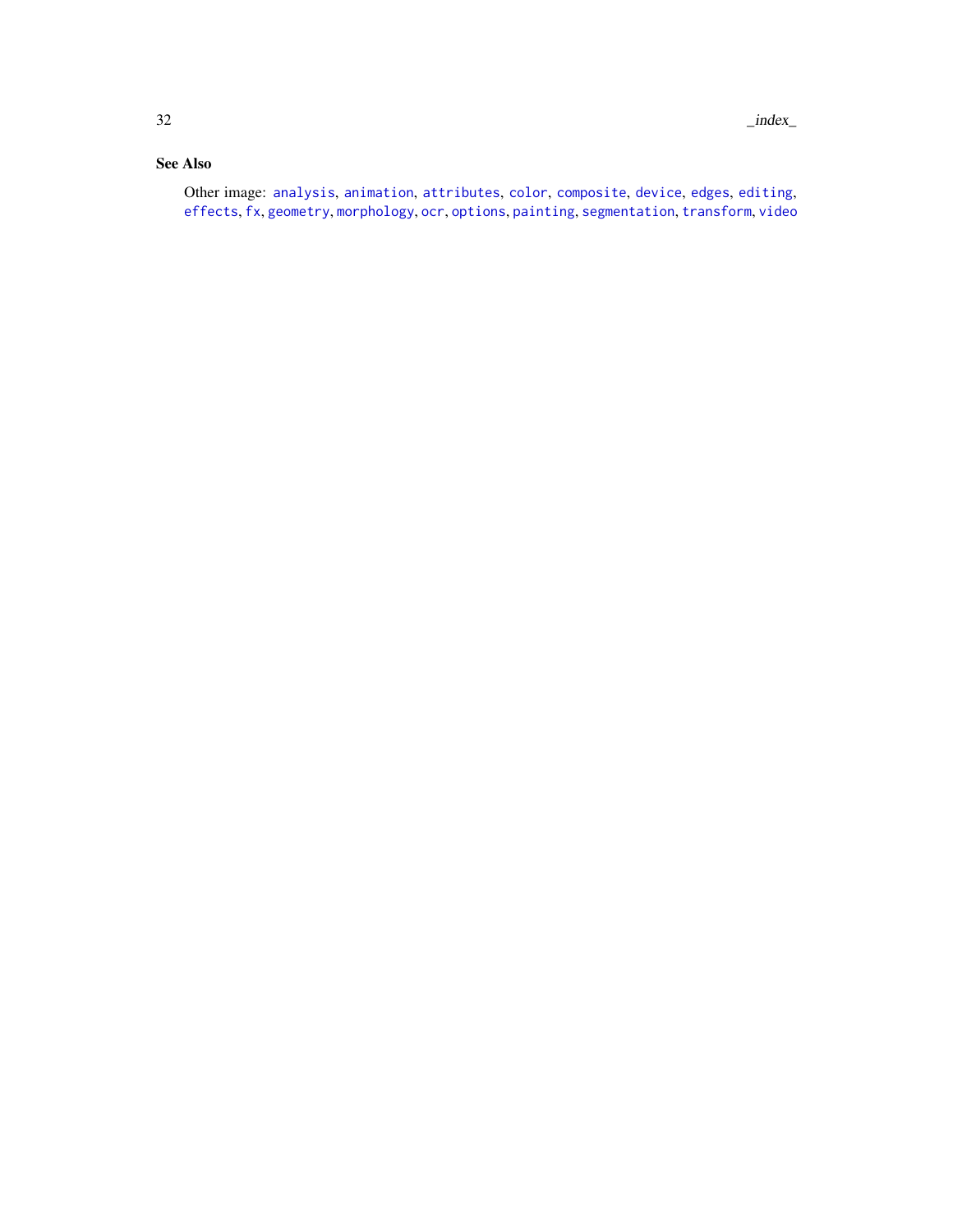## See Also

Other image: `analysis`, `animation`, `attributes`, `color`, `composite`, `device`, `edges`, `editing`, `effects`, `fx`, `geometry`, `morphology`, `ocr`, `options`, `painting`, `segmentation`, `transform`, `video`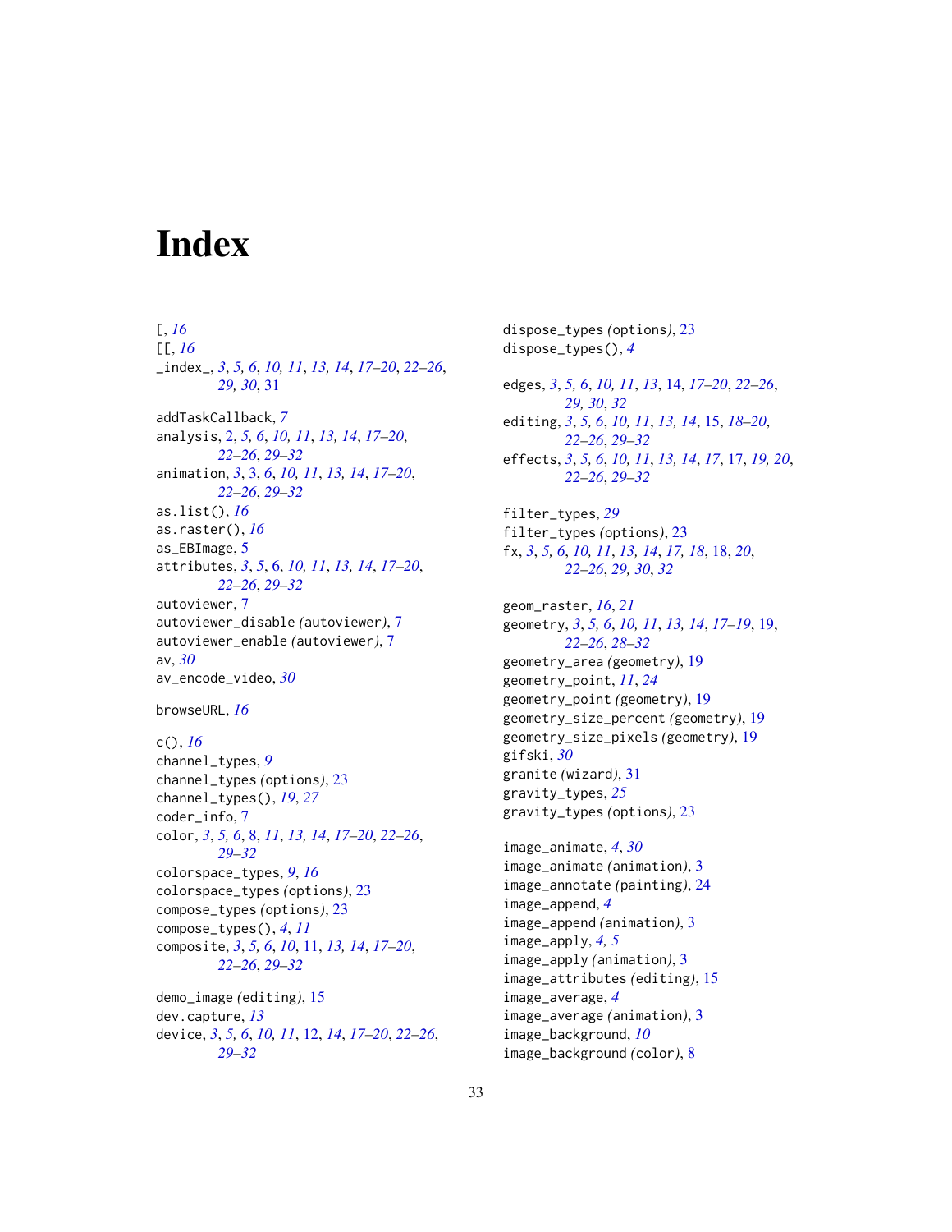# Index

[, *16*
[[, *16*
_index_, *3*, *5, 6*, *10, 11*, *13, 14*, *17–20*, *22–26*, *29, 30*, 31

addTaskCallback, *7*
analysis, 2, *5, 6*, *10, 11*, *13, 14*, *17–20*, *22–26*, *29–32*
animation, *3*, 3, *6*, *10, 11*, *13, 14*, *17–20*, *22–26*, *29–32*
as.list(), *16*
as.raster(), *16*
as_EBImage, 5
attributes, *3*, *5*, 6, *10, 11*, *13, 14*, *17–20*, *22–26*, *29–32*
autoviewer, 7
autoviewer_disable *(autoviewer)*, 7
autoviewer_enable *(autoviewer)*, 7
av, *30*
av_encode_video, *30*

browseURL, *16*

c(), *16*
channel_types, *9*
channel_types *(options)*, 23
channel_types(), *19*, *27*
coder_info, 7
color, *3*, *5, 6*, 8, *11*, *13, 14*, *17–20*, *22–26*, *29–32*
colorspace_types, *9*, *16*
colorspace_types *(options)*, 23
compose_types *(options)*, 23
compose_types(), *4*, *11*
composite, *3*, *5, 6*, *10*, 11, *13, 14*, *17–20*, *22–26*, *29–32*

demo_image *(editing)*, 15
dev.capture, *13*
device, *3*, *5, 6*, *10, 11*, 12, *14*, *17–20*, *22–26*, *29–32*

dispose_types *(options)*, 23
dispose_types(), *4*

edges, *3*, *5, 6*, *10, 11*, *13*, 14, *17–20*, *22–26*, *29, 30*, *32*
editing, *3*, *5, 6*, *10, 11*, *13, 14*, 15, *18–20*, *22–26*, *29–32*
effects, *3*, *5, 6*, *10, 11*, *13, 14*, *17*, 17, *19, 20*, *22–26*, *29–32*

filter_types, *29*
filter_types *(options)*, 23
fx, *3*, *5, 6*, *10, 11*, *13, 14*, *17, 18*, 18, *20*, *22–26*, *29, 30*, *32*

geom_raster, *16*, *21*
geometry, *3*, *5, 6*, *10, 11*, *13, 14*, *17–19*, 19, *22–26*, *28–32*
geometry_area *(geometry)*, 19
geometry_point, *11*, *24*
geometry_point *(geometry)*, 19
geometry_size_percent *(geometry)*, 19
geometry_size_pixels *(geometry)*, 19
gifski, *30*
granite *(wizard)*, 31
gravity_types, *25*
gravity_types *(options)*, 23

image_animate, *4*, *30*
image_animate *(animation)*, 3
image_annotate *(painting)*, 24
image_append, *4*
image_append *(animation)*, 3
image_apply, *4, 5*
image_apply *(animation)*, 3
image_attributes *(editing)*, 15
image_average, *4*
image_average *(animation)*, 3
image_background, *10*
image_background *(color)*, 8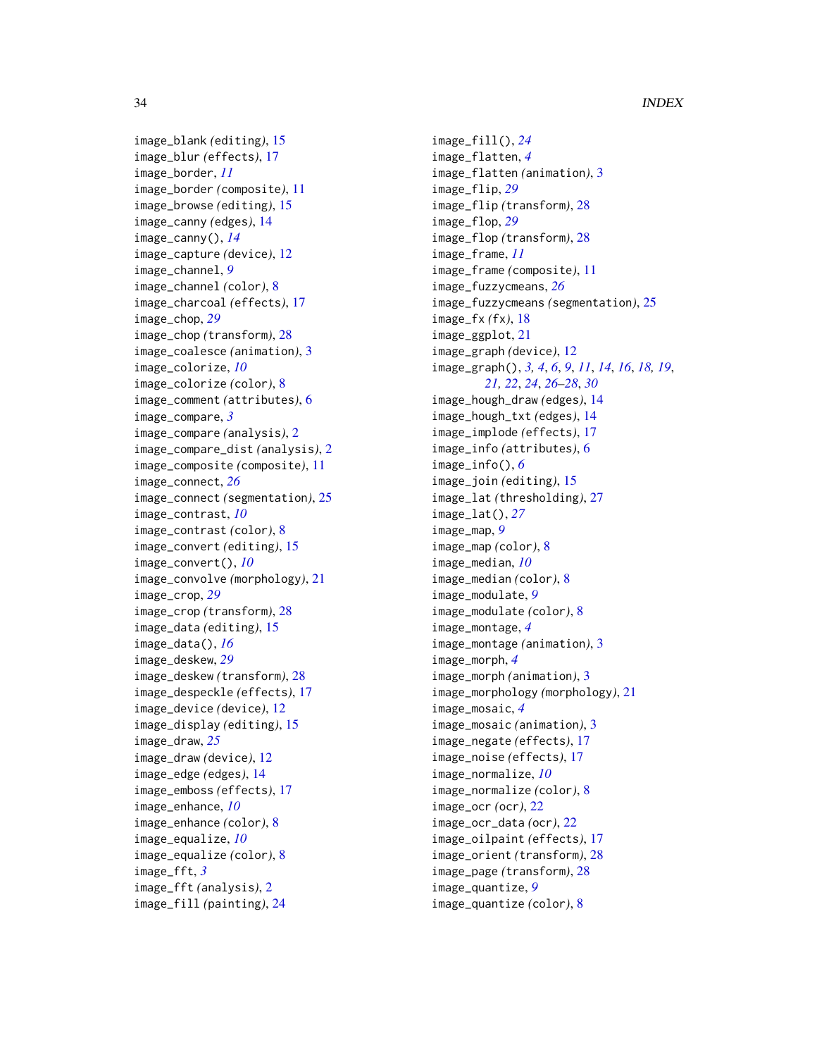image_blank *(editing)*, 15
image_blur *(effects)*, 17
image_border, *11*
image_border *(composite)*, 11
image_browse *(editing)*, 15
image_canny *(edges)*, 14
image_canny(), *14*
image_capture *(device)*, 12
image_channel, *9*
image_channel *(color)*, 8
image_charcoal *(effects)*, 17
image_chop, *29*
image_chop *(transform)*, 28
image_coalesce *(animation)*, 3
image_colorize, *10*
image_colorize *(color)*, 8
image_comment *(attributes)*, 6
image_compare, *3*
image_compare *(analysis)*, 2
image_compare_dist *(analysis)*, 2
image_composite *(composite)*, 11
image_connect, *26*
image_connect *(segmentation)*, 25
image_contrast, *10*
image_contrast *(color)*, 8
image_convert *(editing)*, 15
image_convert(), *10*
image_convolve *(morphology)*, 21
image_crop, *29*
image_crop *(transform)*, 28
image_data *(editing)*, 15
image_data(), *16*
image_deskew, *29*
image_deskew *(transform)*, 28
image_despeckle *(effects)*, 17
image_device *(device)*, 12
image_display *(editing)*, 15
image_draw, *25*
image_draw *(device)*, 12
image_edge *(edges)*, 14
image_emboss *(effects)*, 17
image_enhance, *10*
image_enhance *(color)*, 8
image_equalize, *10*
image_equalize *(color)*, 8
image_fft, *3*
image_fft *(analysis)*, 2
image_fill *(painting)*, 24
image_fill(), *24*
image_flatten, *4*
image_flatten *(animation)*, 3
image_flip, *29*
image_flip *(transform)*, 28
image_flop, *29*
image_flop *(transform)*, 28
image_frame, *11*
image_frame *(composite)*, 11
image_fuzzycmeans, *26*
image_fuzzycmeans *(segmentation)*, 25
image_fx *(fx)*, 18
image_ggplot, 21
image_graph *(device)*, 12
image_graph(), *3, 4*, *6*, *9*, *11*, *14*, *16*, *18, 19*, *21, 22*, *24*, *26–28*, *30*
image_hough_draw *(edges)*, 14
image_hough_txt *(edges)*, 14
image_implode *(effects)*, 17
image_info *(attributes)*, 6
image_info(), *6*
image_join *(editing)*, 15
image_lat *(thresholding)*, 27
image_lat(), *27*
image_map, *9*
image_map *(color)*, 8
image_median, *10*
image_median *(color)*, 8
image_modulate, *9*
image_modulate *(color)*, 8
image_montage, *4*
image_montage *(animation)*, 3
image_morph, *4*
image_morph *(animation)*, 3
image_morphology *(morphology)*, 21
image_mosaic, *4*
image_mosaic *(animation)*, 3
image_negate *(effects)*, 17
image_noise *(effects)*, 17
image_normalize, *10*
image_normalize *(color)*, 8
image_ocr *(ocr)*, 22
image_ocr_data *(ocr)*, 22
image_oilpaint *(effects)*, 17
image_orient *(transform)*, 28
image_page *(transform)*, 28
image_quantize, *9*
image_quantize *(color)*, 8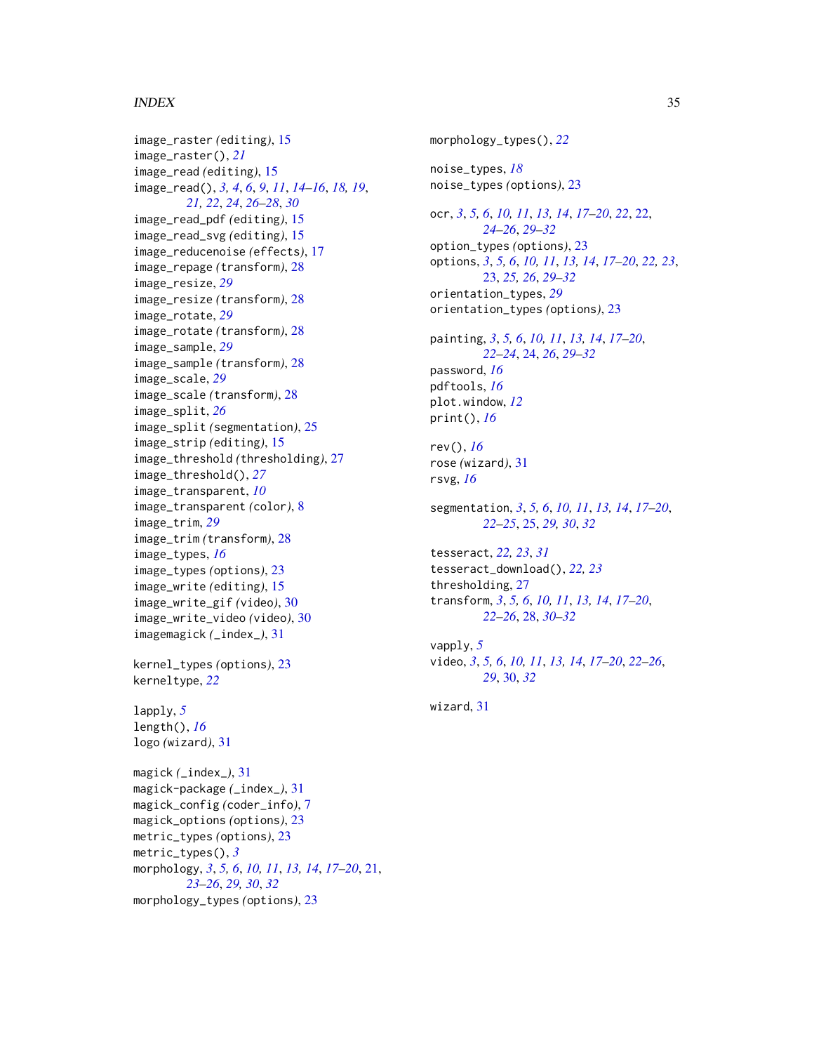image_raster *(editing)*, 15
image_raster(), *21*
image_read *(editing)*, 15
image_read(), *3, 4*, *6*, *9*, *11*, *14–16*, *18, 19*, *21, 22*, *24*, *26–28*, *30*
image_read_pdf *(editing)*, 15
image_read_svg *(editing)*, 15
image_reducenoise *(effects)*, 17
image_repage *(transform)*, 28
image_resize, *29*
image_resize *(transform)*, 28
image_rotate, *29*
image_rotate *(transform)*, 28
image_sample, *29*
image_sample *(transform)*, 28
image_scale, *29*
image_scale *(transform)*, 28
image_split, *26*
image_split *(segmentation)*, 25
image_strip *(editing)*, 15
image_threshold *(thresholding)*, 27
image_threshold(), *27*
image_transparent, *10*
image_transparent *(color)*, 8
image_trim, *29*
image_trim *(transform)*, 28
image_types, *16*
image_types *(options)*, 23
image_write *(editing)*, 15
image_write_gif *(video)*, 30
image_write_video *(video)*, 30
imagemagick *(_index_)*, 31

kernel_types *(options)*, 23
kerneltype, *22*

lapply, *5*
length(), *16*
logo *(wizard)*, 31

magick *(_index_)*, 31
magick-package *(_index_)*, 31
magick_config *(coder_info)*, 7
magick_options *(options)*, 23
metric_types *(options)*, 23
metric_types(), *3*
morphology, *3*, *5, 6*, *10, 11*, *13, 14*, *17–20*, 21, *23–26*, *29, 30*, *32*
morphology_types *(options)*, 23
morphology_types(), *22*

noise_types, *18*
noise_types *(options)*, 23

ocr, *3*, *5, 6*, *10, 11*, *13, 14*, *17–20*, *22*, 22, *24–26*, *29–32*
option_types *(options)*, 23
options, *3*, *5, 6*, *10, 11*, *13, 14*, *17–20*, *22, 23*, 23, *25, 26*, *29–32*
orientation_types, *29*
orientation_types *(options)*, 23

painting, *3*, *5, 6*, *10, 11*, *13, 14*, *17–20*, *22–24*, 24, *26*, *29–32*
password, *16*
pdftools, *16*
plot.window, *12*
print(), *16*

rev(), *16*
rose *(wizard)*, 31
rsvg, *16*

segmentation, *3*, *5, 6*, *10, 11*, *13, 14*, *17–20*, *22–25*, 25, *29, 30*, *32*

tesseract, *22, 23*, *31*
tesseract_download(), *22, 23*
thresholding, 27
transform, *3*, *5, 6*, *10, 11*, *13, 14*, *17–20*, *22–26*, 28, *30–32*

vapply, *5*
video, *3*, *5, 6*, *10, 11*, *13, 14*, *17–20*, *22–26*, *29*, 30, *32*

wizard, 31